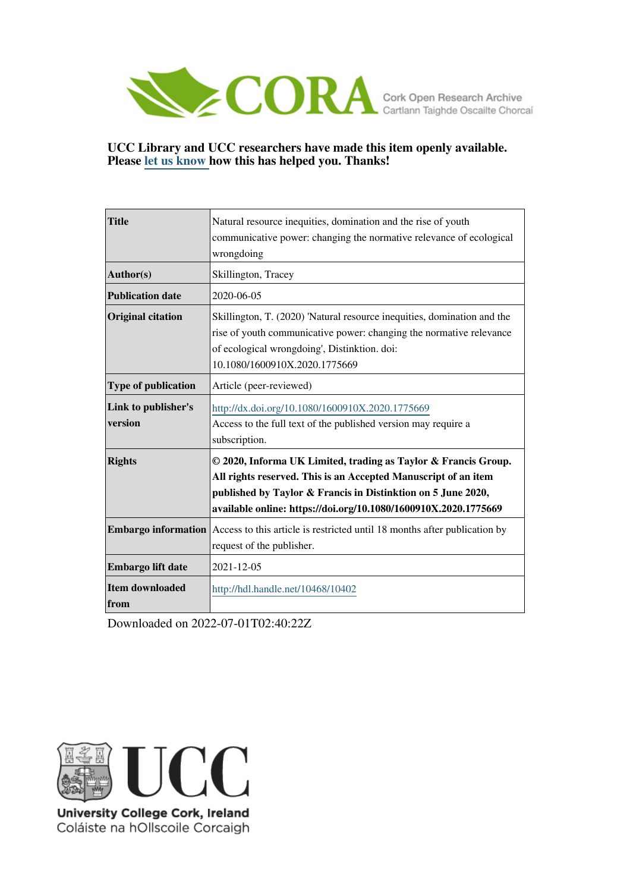CORA Cork Open Research Archive
Cartlann Taighde Oscailte Chorcaí

**UCC Library and UCC researchers have made this item openly available. Please let us know how this has helped you. Thanks!**

| | |
|---|---|
| **Title** | Natural resource inequities, domination and the rise of youth communicative power: changing the normative relevance of ecological wrongdoing |
| **Author(s)** | Skillington, Tracey |
| **Publication date** | 2020-06-05 |
| **Original citation** | Skillington, T. (2020) 'Natural resource inequities, domination and the rise of youth communicative power: changing the normative relevance of ecological wrongdoing', Distinktion. doi: 10.1080/1600910X.2020.1775669 |
| **Type of publication** | Article (peer-reviewed) |
| **Link to publisher's version** | http://dx.doi.org/10.1080/1600910X.2020.1775669 Access to the full text of the published version may require a subscription. |
| **Rights** | **© 2020, Informa UK Limited, trading as Taylor & Francis Group. All rights reserved. This is an Accepted Manuscript of an item published by Taylor & Francis in Distinktion on 5 June 2020, available online: https://doi.org/10.1080/1600910X.2020.1775669** |
| **Embargo information** | Access to this article is restricted until 18 months after publication by request of the publisher. |
| **Embargo lift date** | 2021-12-05 |
| **Item downloaded from** | http://hdl.handle.net/10468/10402 |

Downloaded on 2022-07-01T02:40:22Z

University College Cork, Ireland
Coláiste na hOllscoile Corcaigh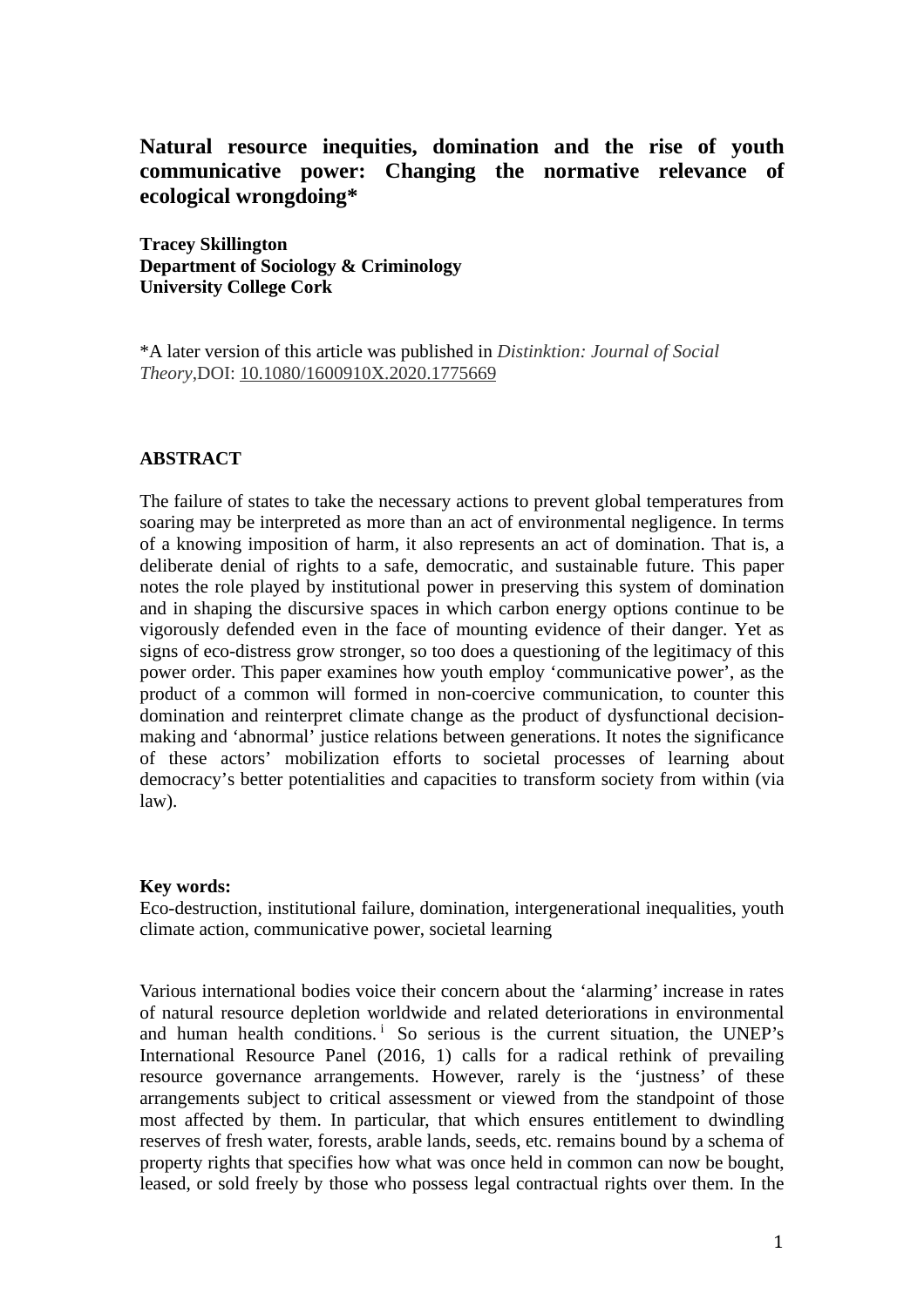# Natural resource inequities, domination and the rise of youth communicative power: Changing the normative relevance of ecological wrongdoing*

**Tracey Skillington**
**Department of Sociology & Criminology**
**University College Cork**

*A later version of this article was published in *Distinktion: Journal of Social Theory*,DOI: 10.1080/1600910X.2020.1775669

## ABSTRACT

The failure of states to take the necessary actions to prevent global temperatures from soaring may be interpreted as more than an act of environmental negligence. In terms of a knowing imposition of harm, it also represents an act of domination. That is, a deliberate denial of rights to a safe, democratic, and sustainable future. This paper notes the role played by institutional power in preserving this system of domination and in shaping the discursive spaces in which carbon energy options continue to be vigorously defended even in the face of mounting evidence of their danger. Yet as signs of eco-distress grow stronger, so too does a questioning of the legitimacy of this power order. This paper examines how youth employ 'communicative power', as the product of a common will formed in non-coercive communication, to counter this domination and reinterpret climate change as the product of dysfunctional decision-making and 'abnormal' justice relations between generations. It notes the significance of these actors' mobilization efforts to societal processes of learning about democracy's better potentialities and capacities to transform society from within (via law).

**Key words:**
Eco-destruction, institutional failure, domination, intergenerational inequalities, youth climate action, communicative power, societal learning

Various international bodies voice their concern about the 'alarming' increase in rates of natural resource depletion worldwide and related deteriorations in environmental and human health conditions.[i] So serious is the current situation, the UNEP's International Resource Panel (2016, 1) calls for a radical rethink of prevailing resource governance arrangements. However, rarely is the 'justness' of these arrangements subject to critical assessment or viewed from the standpoint of those most affected by them. In particular, that which ensures entitlement to dwindling reserves of fresh water, forests, arable lands, seeds, etc. remains bound by a schema of property rights that specifies how what was once held in common can now be bought, leased, or sold freely by those who possess legal contractual rights over them. In the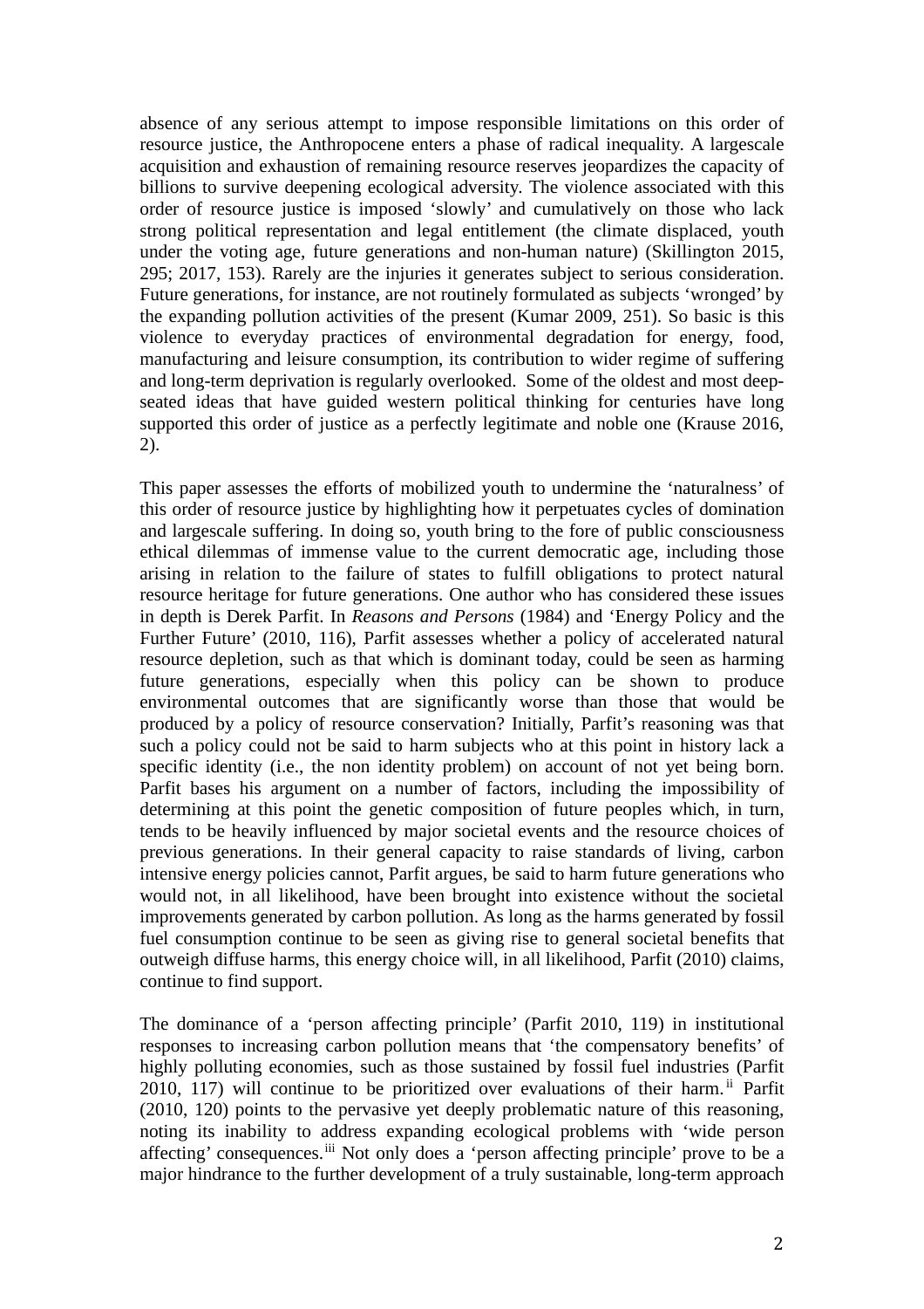absence of any serious attempt to impose responsible limitations on this order of resource justice, the Anthropocene enters a phase of radical inequality. A largescale acquisition and exhaustion of remaining resource reserves jeopardizes the capacity of billions to survive deepening ecological adversity. The violence associated with this order of resource justice is imposed 'slowly' and cumulatively on those who lack strong political representation and legal entitlement (the climate displaced, youth under the voting age, future generations and non-human nature) (Skillington 2015, 295; 2017, 153). Rarely are the injuries it generates subject to serious consideration. Future generations, for instance, are not routinely formulated as subjects 'wronged' by the expanding pollution activities of the present (Kumar 2009, 251). So basic is this violence to everyday practices of environmental degradation for energy, food, manufacturing and leisure consumption, its contribution to wider regime of suffering and long-term deprivation is regularly overlooked. Some of the oldest and most deep-seated ideas that have guided western political thinking for centuries have long supported this order of justice as a perfectly legitimate and noble one (Krause 2016, 2).

This paper assesses the efforts of mobilized youth to undermine the 'naturalness' of this order of resource justice by highlighting how it perpetuates cycles of domination and largescale suffering. In doing so, youth bring to the fore of public consciousness ethical dilemmas of immense value to the current democratic age, including those arising in relation to the failure of states to fulfill obligations to protect natural resource heritage for future generations. One author who has considered these issues in depth is Derek Parfit. In *Reasons and Persons* (1984) and 'Energy Policy and the Further Future' (2010, 116), Parfit assesses whether a policy of accelerated natural resource depletion, such as that which is dominant today, could be seen as harming future generations, especially when this policy can be shown to produce environmental outcomes that are significantly worse than those that would be produced by a policy of resource conservation? Initially, Parfit's reasoning was that such a policy could not be said to harm subjects who at this point in history lack a specific identity (i.e., the non identity problem) on account of not yet being born. Parfit bases his argument on a number of factors, including the impossibility of determining at this point the genetic composition of future peoples which, in turn, tends to be heavily influenced by major societal events and the resource choices of previous generations. In their general capacity to raise standards of living, carbon intensive energy policies cannot, Parfit argues, be said to harm future generations who would not, in all likelihood, have been brought into existence without the societal improvements generated by carbon pollution. As long as the harms generated by fossil fuel consumption continue to be seen as giving rise to general societal benefits that outweigh diffuse harms, this energy choice will, in all likelihood, Parfit (2010) claims, continue to find support.

The dominance of a 'person affecting principle' (Parfit 2010, 119) in institutional responses to increasing carbon pollution means that 'the compensatory benefits' of highly polluting economies, such as those sustained by fossil fuel industries (Parfit 2010, 117) will continue to be prioritized over evaluations of their harm.[ii] Parfit (2010, 120) points to the pervasive yet deeply problematic nature of this reasoning, noting its inability to address expanding ecological problems with 'wide person affecting' consequences.[iii] Not only does a 'person affecting principle' prove to be a major hindrance to the further development of a truly sustainable, long-term approach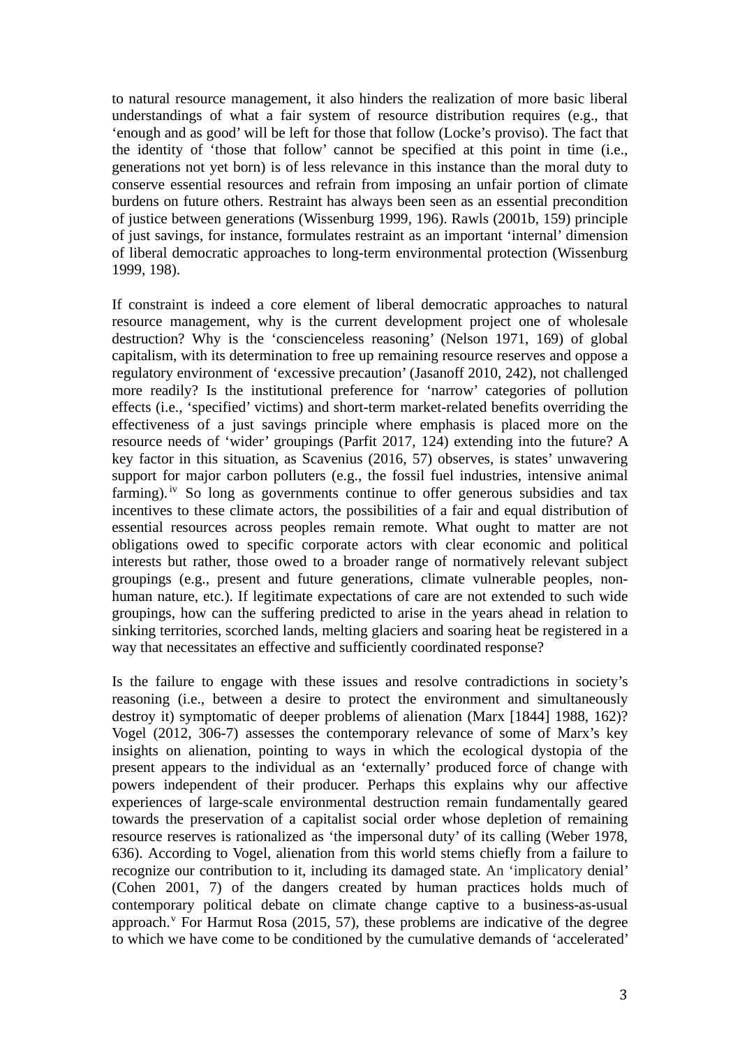to natural resource management, it also hinders the realization of more basic liberal understandings of what a fair system of resource distribution requires (e.g., that 'enough and as good' will be left for those that follow (Locke's proviso). The fact that the identity of 'those that follow' cannot be specified at this point in time (i.e., generations not yet born) is of less relevance in this instance than the moral duty to conserve essential resources and refrain from imposing an unfair portion of climate burdens on future others. Restraint has always been seen as an essential precondition of justice between generations (Wissenburg 1999, 196). Rawls (2001b, 159) principle of just savings, for instance, formulates restraint as an important 'internal' dimension of liberal democratic approaches to long-term environmental protection (Wissenburg 1999, 198).

If constraint is indeed a core element of liberal democratic approaches to natural resource management, why is the current development project one of wholesale destruction? Why is the 'conscienceless reasoning' (Nelson 1971, 169) of global capitalism, with its determination to free up remaining resource reserves and oppose a regulatory environment of 'excessive precaution' (Jasanoff 2010, 242), not challenged more readily? Is the institutional preference for 'narrow' categories of pollution effects (i.e., 'specified' victims) and short-term market-related benefits overriding the effectiveness of a just savings principle where emphasis is placed more on the resource needs of 'wider' groupings (Parfit 2017, 124) extending into the future? A key factor in this situation, as Scavenius (2016, 57) observes, is states' unwavering support for major carbon polluters (e.g., the fossil fuel industries, intensive animal farming).[iv] So long as governments continue to offer generous subsidies and tax incentives to these climate actors, the possibilities of a fair and equal distribution of essential resources across peoples remain remote. What ought to matter are not obligations owed to specific corporate actors with clear economic and political interests but rather, those owed to a broader range of normatively relevant subject groupings (e.g., present and future generations, climate vulnerable peoples, non-human nature, etc.). If legitimate expectations of care are not extended to such wide groupings, how can the suffering predicted to arise in the years ahead in relation to sinking territories, scorched lands, melting glaciers and soaring heat be registered in a way that necessitates an effective and sufficiently coordinated response?

Is the failure to engage with these issues and resolve contradictions in society's reasoning (i.e., between a desire to protect the environment and simultaneously destroy it) symptomatic of deeper problems of alienation (Marx [1844] 1988, 162)? Vogel (2012, 306-7) assesses the contemporary relevance of some of Marx's key insights on alienation, pointing to ways in which the ecological dystopia of the present appears to the individual as an 'externally' produced force of change with powers independent of their producer. Perhaps this explains why our affective experiences of large-scale environmental destruction remain fundamentally geared towards the preservation of a capitalist social order whose depletion of remaining resource reserves is rationalized as 'the impersonal duty' of its calling (Weber 1978, 636). According to Vogel, alienation from this world stems chiefly from a failure to recognize our contribution to it, including its damaged state. An 'implicatory denial' (Cohen 2001, 7) of the dangers created by human practices holds much of contemporary political debate on climate change captive to a business-as-usual approach.[v] For Harmut Rosa (2015, 57), these problems are indicative of the degree to which we have come to be conditioned by the cumulative demands of 'accelerated'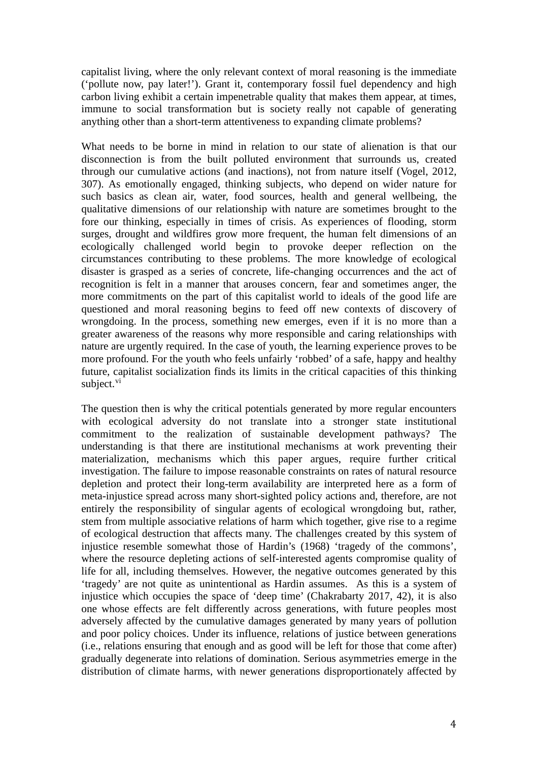capitalist living, where the only relevant context of moral reasoning is the immediate ('pollute now, pay later!'). Grant it, contemporary fossil fuel dependency and high carbon living exhibit a certain impenetrable quality that makes them appear, at times, immune to social transformation but is society really not capable of generating anything other than a short-term attentiveness to expanding climate problems?

What needs to be borne in mind in relation to our state of alienation is that our disconnection is from the built polluted environment that surrounds us, created through our cumulative actions (and inactions), not from nature itself (Vogel, 2012, 307). As emotionally engaged, thinking subjects, who depend on wider nature for such basics as clean air, water, food sources, health and general wellbeing, the qualitative dimensions of our relationship with nature are sometimes brought to the fore our thinking, especially in times of crisis. As experiences of flooding, storm surges, drought and wildfires grow more frequent, the human felt dimensions of an ecologically challenged world begin to provoke deeper reflection on the circumstances contributing to these problems. The more knowledge of ecological disaster is grasped as a series of concrete, life-changing occurrences and the act of recognition is felt in a manner that arouses concern, fear and sometimes anger, the more commitments on the part of this capitalist world to ideals of the good life are questioned and moral reasoning begins to feed off new contexts of discovery of wrongdoing. In the process, something new emerges, even if it is no more than a greater awareness of the reasons why more responsible and caring relationships with nature are urgently required. In the case of youth, the learning experience proves to be more profound. For the youth who feels unfairly 'robbed' of a safe, happy and healthy future, capitalist socialization finds its limits in the critical capacities of this thinking subject.[vi]

The question then is why the critical potentials generated by more regular encounters with ecological adversity do not translate into a stronger state institutional commitment to the realization of sustainable development pathways? The understanding is that there are institutional mechanisms at work preventing their materialization, mechanisms which this paper argues, require further critical investigation. The failure to impose reasonable constraints on rates of natural resource depletion and protect their long-term availability are interpreted here as a form of meta-injustice spread across many short-sighted policy actions and, therefore, are not entirely the responsibility of singular agents of ecological wrongdoing but, rather, stem from multiple associative relations of harm which together, give rise to a regime of ecological destruction that affects many. The challenges created by this system of injustice resemble somewhat those of Hardin's (1968) 'tragedy of the commons', where the resource depleting actions of self-interested agents compromise quality of life for all, including themselves. However, the negative outcomes generated by this 'tragedy' are not quite as unintentional as Hardin assumes. As this is a system of injustice which occupies the space of 'deep time' (Chakrabarty 2017, 42), it is also one whose effects are felt differently across generations, with future peoples most adversely affected by the cumulative damages generated by many years of pollution and poor policy choices. Under its influence, relations of justice between generations (i.e., relations ensuring that enough and as good will be left for those that come after) gradually degenerate into relations of domination. Serious asymmetries emerge in the distribution of climate harms, with newer generations disproportionately affected by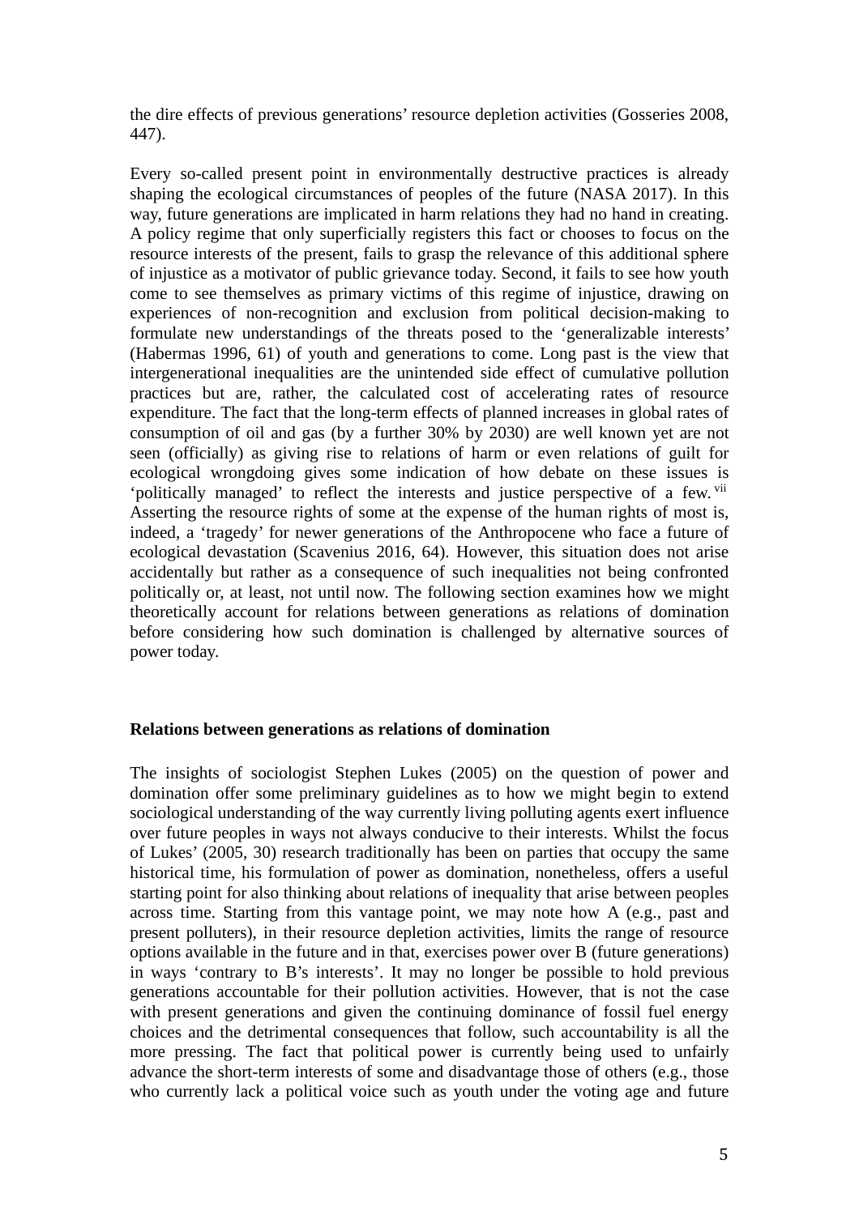the dire effects of previous generations' resource depletion activities (Gosseries 2008, 447).

Every so-called present point in environmentally destructive practices is already shaping the ecological circumstances of peoples of the future (NASA 2017). In this way, future generations are implicated in harm relations they had no hand in creating. A policy regime that only superficially registers this fact or chooses to focus on the resource interests of the present, fails to grasp the relevance of this additional sphere of injustice as a motivator of public grievance today. Second, it fails to see how youth come to see themselves as primary victims of this regime of injustice, drawing on experiences of non-recognition and exclusion from political decision-making to formulate new understandings of the threats posed to the 'generalizable interests' (Habermas 1996, 61) of youth and generations to come. Long past is the view that intergenerational inequalities are the unintended side effect of cumulative pollution practices but are, rather, the calculated cost of accelerating rates of resource expenditure. The fact that the long-term effects of planned increases in global rates of consumption of oil and gas (by a further 30% by 2030) are well known yet are not seen (officially) as giving rise to relations of harm or even relations of guilt for ecological wrongdoing gives some indication of how debate on these issues is 'politically managed' to reflect the interests and justice perspective of a few.[vii] Asserting the resource rights of some at the expense of the human rights of most is, indeed, a 'tragedy' for newer generations of the Anthropocene who face a future of ecological devastation (Scavenius 2016, 64). However, this situation does not arise accidentally but rather as a consequence of such inequalities not being confronted politically or, at least, not until now. The following section examines how we might theoretically account for relations between generations as relations of domination before considering how such domination is challenged by alternative sources of power today.

## Relations between generations as relations of domination

The insights of sociologist Stephen Lukes (2005) on the question of power and domination offer some preliminary guidelines as to how we might begin to extend sociological understanding of the way currently living polluting agents exert influence over future peoples in ways not always conducive to their interests. Whilst the focus of Lukes' (2005, 30) research traditionally has been on parties that occupy the same historical time, his formulation of power as domination, nonetheless, offers a useful starting point for also thinking about relations of inequality that arise between peoples across time. Starting from this vantage point, we may note how A (e.g., past and present polluters), in their resource depletion activities, limits the range of resource options available in the future and in that, exercises power over B (future generations) in ways 'contrary to B's interests'. It may no longer be possible to hold previous generations accountable for their pollution activities. However, that is not the case with present generations and given the continuing dominance of fossil fuel energy choices and the detrimental consequences that follow, such accountability is all the more pressing. The fact that political power is currently being used to unfairly advance the short-term interests of some and disadvantage those of others (e.g., those who currently lack a political voice such as youth under the voting age and future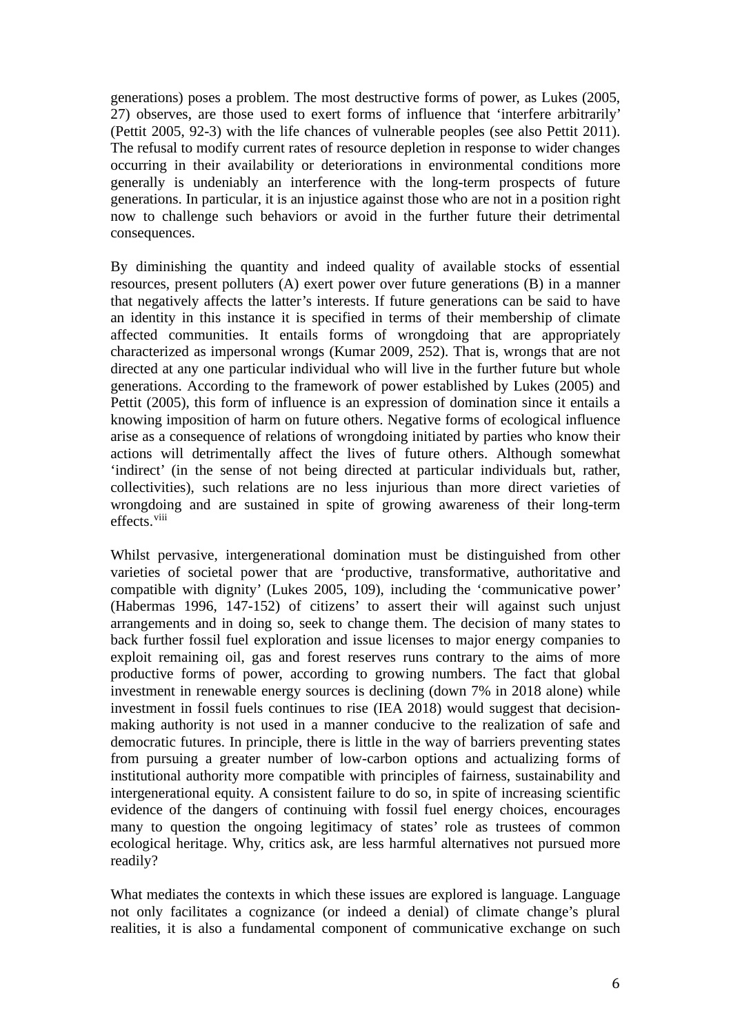generations) poses a problem. The most destructive forms of power, as Lukes (2005, 27) observes, are those used to exert forms of influence that 'interfere arbitrarily' (Pettit 2005, 92-3) with the life chances of vulnerable peoples (see also Pettit 2011). The refusal to modify current rates of resource depletion in response to wider changes occurring in their availability or deteriorations in environmental conditions more generally is undeniably an interference with the long-term prospects of future generations. In particular, it is an injustice against those who are not in a position right now to challenge such behaviors or avoid in the further future their detrimental consequences.

By diminishing the quantity and indeed quality of available stocks of essential resources, present polluters (A) exert power over future generations (B) in a manner that negatively affects the latter's interests. If future generations can be said to have an identity in this instance it is specified in terms of their membership of climate affected communities. It entails forms of wrongdoing that are appropriately characterized as impersonal wrongs (Kumar 2009, 252). That is, wrongs that are not directed at any one particular individual who will live in the further future but whole generations. According to the framework of power established by Lukes (2005) and Pettit (2005), this form of influence is an expression of domination since it entails a knowing imposition of harm on future others. Negative forms of ecological influence arise as a consequence of relations of wrongdoing initiated by parties who know their actions will detrimentally affect the lives of future others. Although somewhat 'indirect' (in the sense of not being directed at particular individuals but, rather, collectivities), such relations are no less injurious than more direct varieties of wrongdoing and are sustained in spite of growing awareness of their long-term effects.[viii]

Whilst pervasive, intergenerational domination must be distinguished from other varieties of societal power that are 'productive, transformative, authoritative and compatible with dignity' (Lukes 2005, 109), including the 'communicative power' (Habermas 1996, 147-152) of citizens' to assert their will against such unjust arrangements and in doing so, seek to change them. The decision of many states to back further fossil fuel exploration and issue licenses to major energy companies to exploit remaining oil, gas and forest reserves runs contrary to the aims of more productive forms of power, according to growing numbers. The fact that global investment in renewable energy sources is declining (down 7% in 2018 alone) while investment in fossil fuels continues to rise (IEA 2018) would suggest that decision-making authority is not used in a manner conducive to the realization of safe and democratic futures. In principle, there is little in the way of barriers preventing states from pursuing a greater number of low-carbon options and actualizing forms of institutional authority more compatible with principles of fairness, sustainability and intergenerational equity. A consistent failure to do so, in spite of increasing scientific evidence of the dangers of continuing with fossil fuel energy choices, encourages many to question the ongoing legitimacy of states' role as trustees of common ecological heritage. Why, critics ask, are less harmful alternatives not pursued more readily?

What mediates the contexts in which these issues are explored is language. Language not only facilitates a cognizance (or indeed a denial) of climate change's plural realities, it is also a fundamental component of communicative exchange on such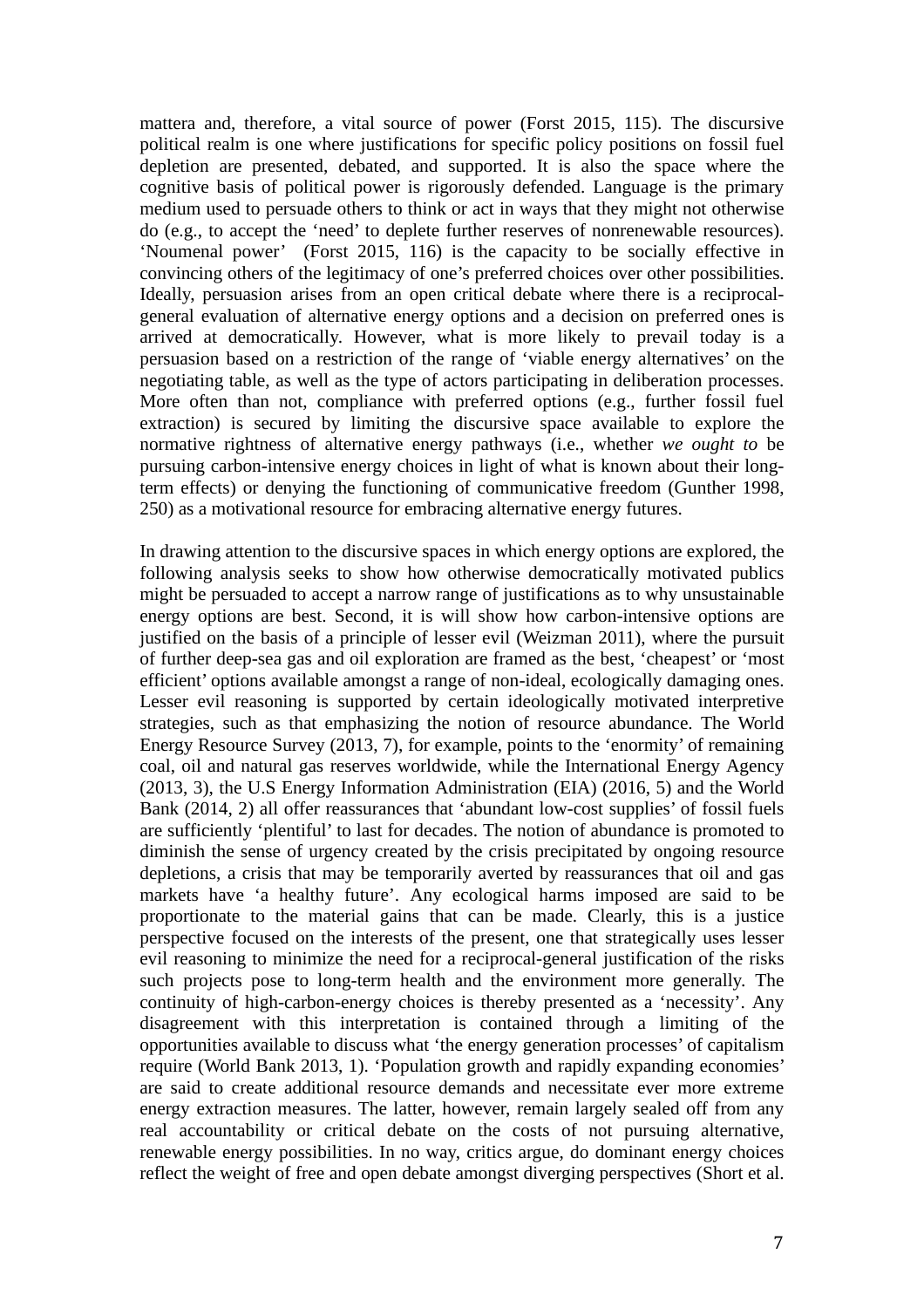mattera and, therefore, a vital source of power (Forst 2015, 115). The discursive political realm is one where justifications for specific policy positions on fossil fuel depletion are presented, debated, and supported. It is also the space where the cognitive basis of political power is rigorously defended. Language is the primary medium used to persuade others to think or act in ways that they might not otherwise do (e.g., to accept the 'need' to deplete further reserves of nonrenewable resources). 'Noumenal power' (Forst 2015, 116) is the capacity to be socially effective in convincing others of the legitimacy of one's preferred choices over other possibilities. Ideally, persuasion arises from an open critical debate where there is a reciprocal-general evaluation of alternative energy options and a decision on preferred ones is arrived at democratically. However, what is more likely to prevail today is a persuasion based on a restriction of the range of 'viable energy alternatives' on the negotiating table, as well as the type of actors participating in deliberation processes. More often than not, compliance with preferred options (e.g., further fossil fuel extraction) is secured by limiting the discursive space available to explore the normative rightness of alternative energy pathways (i.e., whether *we ought to* be pursuing carbon-intensive energy choices in light of what is known about their long-term effects) or denying the functioning of communicative freedom (Gunther 1998, 250) as a motivational resource for embracing alternative energy futures.

In drawing attention to the discursive spaces in which energy options are explored, the following analysis seeks to show how otherwise democratically motivated publics might be persuaded to accept a narrow range of justifications as to why unsustainable energy options are best. Second, it is will show how carbon-intensive options are justified on the basis of a principle of lesser evil (Weizman 2011), where the pursuit of further deep-sea gas and oil exploration are framed as the best, 'cheapest' or 'most efficient' options available amongst a range of non-ideal, ecologically damaging ones. Lesser evil reasoning is supported by certain ideologically motivated interpretive strategies, such as that emphasizing the notion of resource abundance. The World Energy Resource Survey (2013, 7), for example, points to the 'enormity' of remaining coal, oil and natural gas reserves worldwide, while the International Energy Agency (2013, 3), the U.S Energy Information Administration (EIA) (2016, 5) and the World Bank (2014, 2) all offer reassurances that 'abundant low-cost supplies' of fossil fuels are sufficiently 'plentiful' to last for decades. The notion of abundance is promoted to diminish the sense of urgency created by the crisis precipitated by ongoing resource depletions, a crisis that may be temporarily averted by reassurances that oil and gas markets have 'a healthy future'. Any ecological harms imposed are said to be proportionate to the material gains that can be made. Clearly, this is a justice perspective focused on the interests of the present, one that strategically uses lesser evil reasoning to minimize the need for a reciprocal-general justification of the risks such projects pose to long-term health and the environment more generally. The continuity of high-carbon-energy choices is thereby presented as a 'necessity'. Any disagreement with this interpretation is contained through a limiting of the opportunities available to discuss what 'the energy generation processes' of capitalism require (World Bank 2013, 1). 'Population growth and rapidly expanding economies' are said to create additional resource demands and necessitate ever more extreme energy extraction measures. The latter, however, remain largely sealed off from any real accountability or critical debate on the costs of not pursuing alternative, renewable energy possibilities. In no way, critics argue, do dominant energy choices reflect the weight of free and open debate amongst diverging perspectives (Short et al.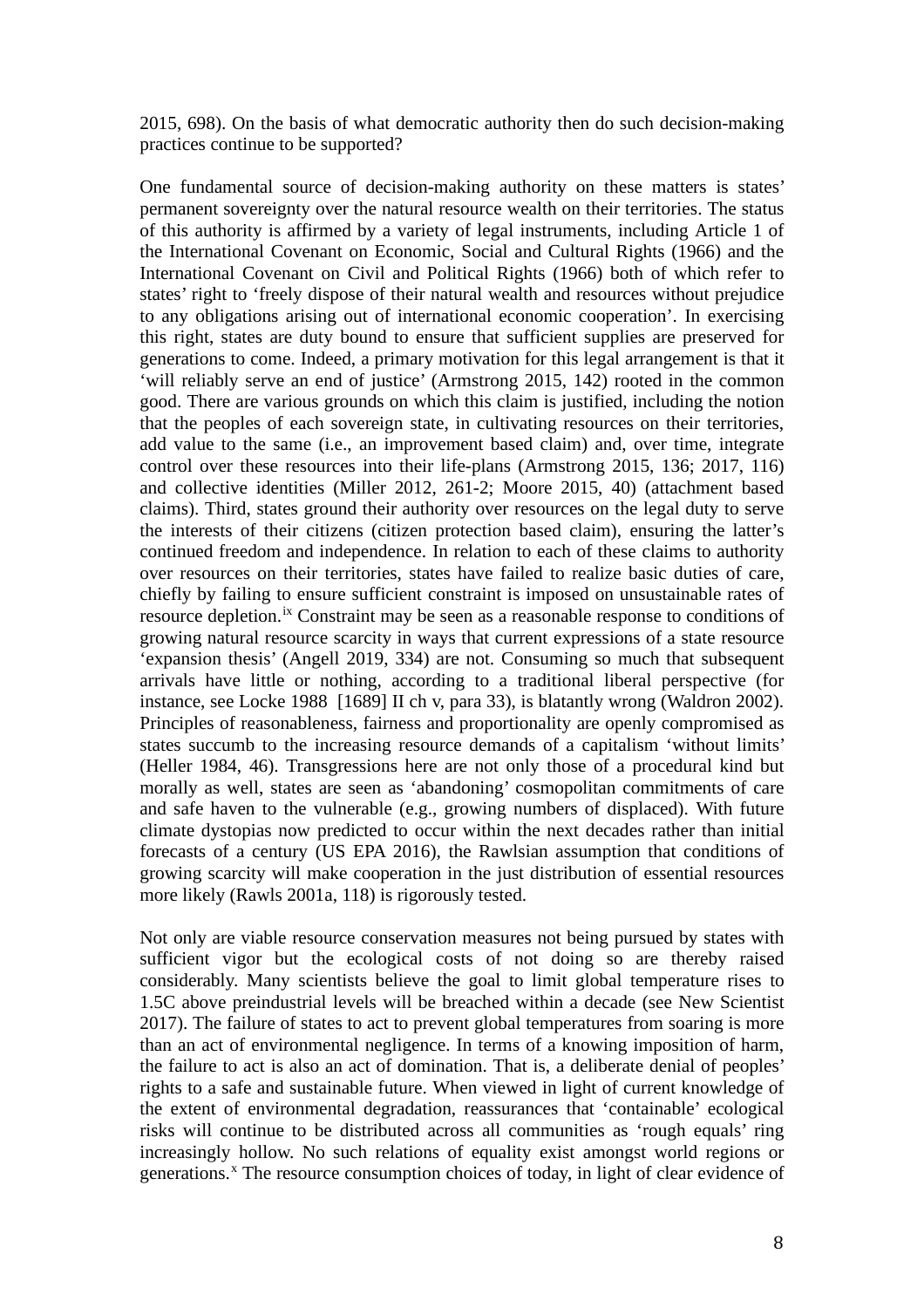2015, 698). On the basis of what democratic authority then do such decision-making practices continue to be supported?

One fundamental source of decision-making authority on these matters is states' permanent sovereignty over the natural resource wealth on their territories. The status of this authority is affirmed by a variety of legal instruments, including Article 1 of the International Covenant on Economic, Social and Cultural Rights (1966) and the International Covenant on Civil and Political Rights (1966) both of which refer to states' right to 'freely dispose of their natural wealth and resources without prejudice to any obligations arising out of international economic cooperation'. In exercising this right, states are duty bound to ensure that sufficient supplies are preserved for generations to come. Indeed, a primary motivation for this legal arrangement is that it 'will reliably serve an end of justice' (Armstrong 2015, 142) rooted in the common good. There are various grounds on which this claim is justified, including the notion that the peoples of each sovereign state, in cultivating resources on their territories, add value to the same (i.e., an improvement based claim) and, over time, integrate control over these resources into their life-plans (Armstrong 2015, 136; 2017, 116) and collective identities (Miller 2012, 261-2; Moore 2015, 40) (attachment based claims). Third, states ground their authority over resources on the legal duty to serve the interests of their citizens (citizen protection based claim), ensuring the latter's continued freedom and independence. In relation to each of these claims to authority over resources on their territories, states have failed to realize basic duties of care, chiefly by failing to ensure sufficient constraint is imposed on unsustainable rates of resource depletion.[ix] Constraint may be seen as a reasonable response to conditions of growing natural resource scarcity in ways that current expressions of a state resource 'expansion thesis' (Angell 2019, 334) are not. Consuming so much that subsequent arrivals have little or nothing, according to a traditional liberal perspective (for instance, see Locke 1988 [1689] II ch v, para 33), is blatantly wrong (Waldron 2002). Principles of reasonableness, fairness and proportionality are openly compromised as states succumb to the increasing resource demands of a capitalism 'without limits' (Heller 1984, 46). Transgressions here are not only those of a procedural kind but morally as well, states are seen as 'abandoning' cosmopolitan commitments of care and safe haven to the vulnerable (e.g., growing numbers of displaced). With future climate dystopias now predicted to occur within the next decades rather than initial forecasts of a century (US EPA 2016), the Rawlsian assumption that conditions of growing scarcity will make cooperation in the just distribution of essential resources more likely (Rawls 2001a, 118) is rigorously tested.

Not only are viable resource conservation measures not being pursued by states with sufficient vigor but the ecological costs of not doing so are thereby raised considerably. Many scientists believe the goal to limit global temperature rises to 1.5C above preindustrial levels will be breached within a decade (see New Scientist 2017). The failure of states to act to prevent global temperatures from soaring is more than an act of environmental negligence. In terms of a knowing imposition of harm, the failure to act is also an act of domination. That is, a deliberate denial of peoples' rights to a safe and sustainable future. When viewed in light of current knowledge of the extent of environmental degradation, reassurances that 'containable' ecological risks will continue to be distributed across all communities as 'rough equals' ring increasingly hollow. No such relations of equality exist amongst world regions or generations.[x] The resource consumption choices of today, in light of clear evidence of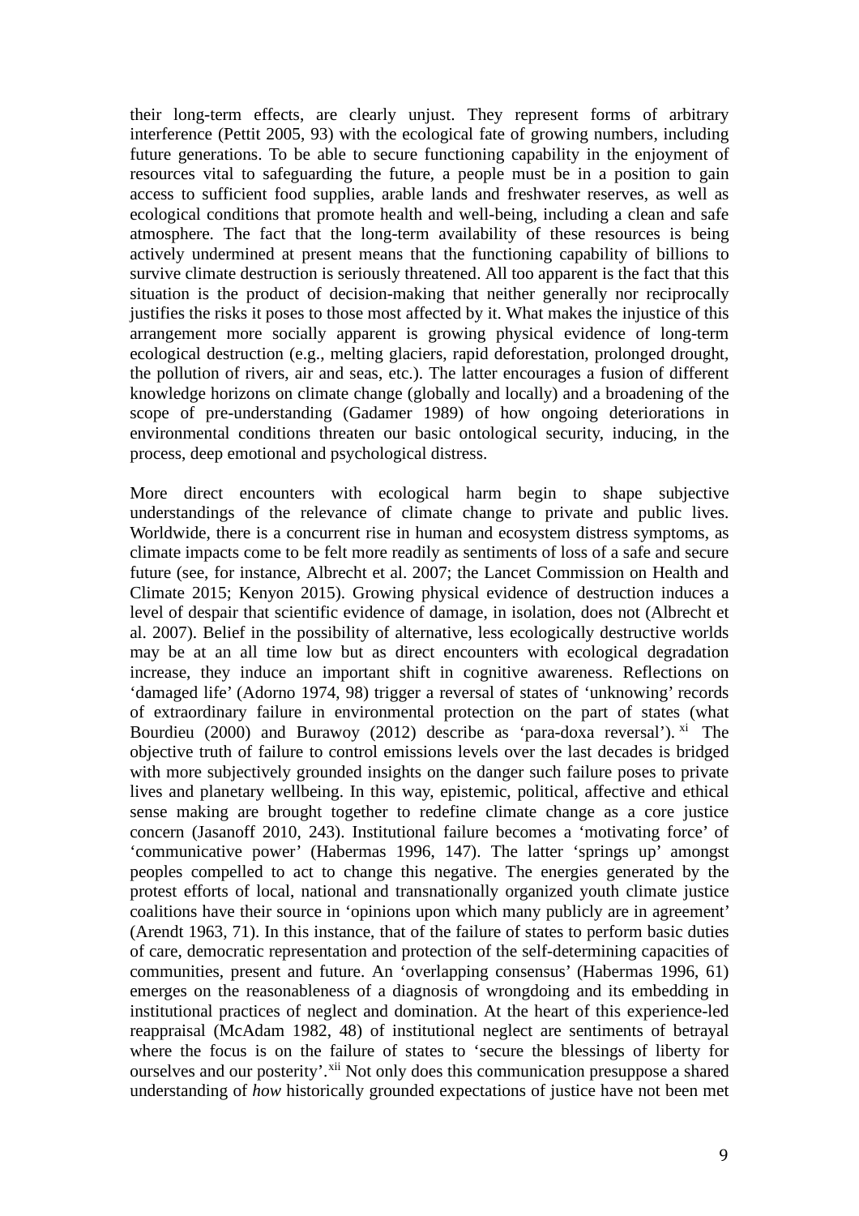their long-term effects, are clearly unjust. They represent forms of arbitrary interference (Pettit 2005, 93) with the ecological fate of growing numbers, including future generations. To be able to secure functioning capability in the enjoyment of resources vital to safeguarding the future, a people must be in a position to gain access to sufficient food supplies, arable lands and freshwater reserves, as well as ecological conditions that promote health and well-being, including a clean and safe atmosphere. The fact that the long-term availability of these resources is being actively undermined at present means that the functioning capability of billions to survive climate destruction is seriously threatened. All too apparent is the fact that this situation is the product of decision-making that neither generally nor reciprocally justifies the risks it poses to those most affected by it. What makes the injustice of this arrangement more socially apparent is growing physical evidence of long-term ecological destruction (e.g., melting glaciers, rapid deforestation, prolonged drought, the pollution of rivers, air and seas, etc.). The latter encourages a fusion of different knowledge horizons on climate change (globally and locally) and a broadening of the scope of pre-understanding (Gadamer 1989) of how ongoing deteriorations in environmental conditions threaten our basic ontological security, inducing, in the process, deep emotional and psychological distress.

More direct encounters with ecological harm begin to shape subjective understandings of the relevance of climate change to private and public lives. Worldwide, there is a concurrent rise in human and ecosystem distress symptoms, as climate impacts come to be felt more readily as sentiments of loss of a safe and secure future (see, for instance, Albrecht et al. 2007; the Lancet Commission on Health and Climate 2015; Kenyon 2015). Growing physical evidence of destruction induces a level of despair that scientific evidence of damage, in isolation, does not (Albrecht et al. 2007). Belief in the possibility of alternative, less ecologically destructive worlds may be at an all time low but as direct encounters with ecological degradation increase, they induce an important shift in cognitive awareness. Reflections on 'damaged life' (Adorno 1974, 98) trigger a reversal of states of 'unknowing' records of extraordinary failure in environmental protection on the part of states (what Bourdieu (2000) and Burawoy (2012) describe as 'para-doxa reversal').[xi] The objective truth of failure to control emissions levels over the last decades is bridged with more subjectively grounded insights on the danger such failure poses to private lives and planetary wellbeing. In this way, epistemic, political, affective and ethical sense making are brought together to redefine climate change as a core justice concern (Jasanoff 2010, 243). Institutional failure becomes a 'motivating force' of 'communicative power' (Habermas 1996, 147). The latter 'springs up' amongst peoples compelled to act to change this negative. The energies generated by the protest efforts of local, national and transnationally organized youth climate justice coalitions have their source in 'opinions upon which many publicly are in agreement' (Arendt 1963, 71). In this instance, that of the failure of states to perform basic duties of care, democratic representation and protection of the self-determining capacities of communities, present and future. An 'overlapping consensus' (Habermas 1996, 61) emerges on the reasonableness of a diagnosis of wrongdoing and its embedding in institutional practices of neglect and domination. At the heart of this experience-led reappraisal (McAdam 1982, 48) of institutional neglect are sentiments of betrayal where the focus is on the failure of states to 'secure the blessings of liberty for ourselves and our posterity'.[xii] Not only does this communication presuppose a shared understanding of *how* historically grounded expectations of justice have not been met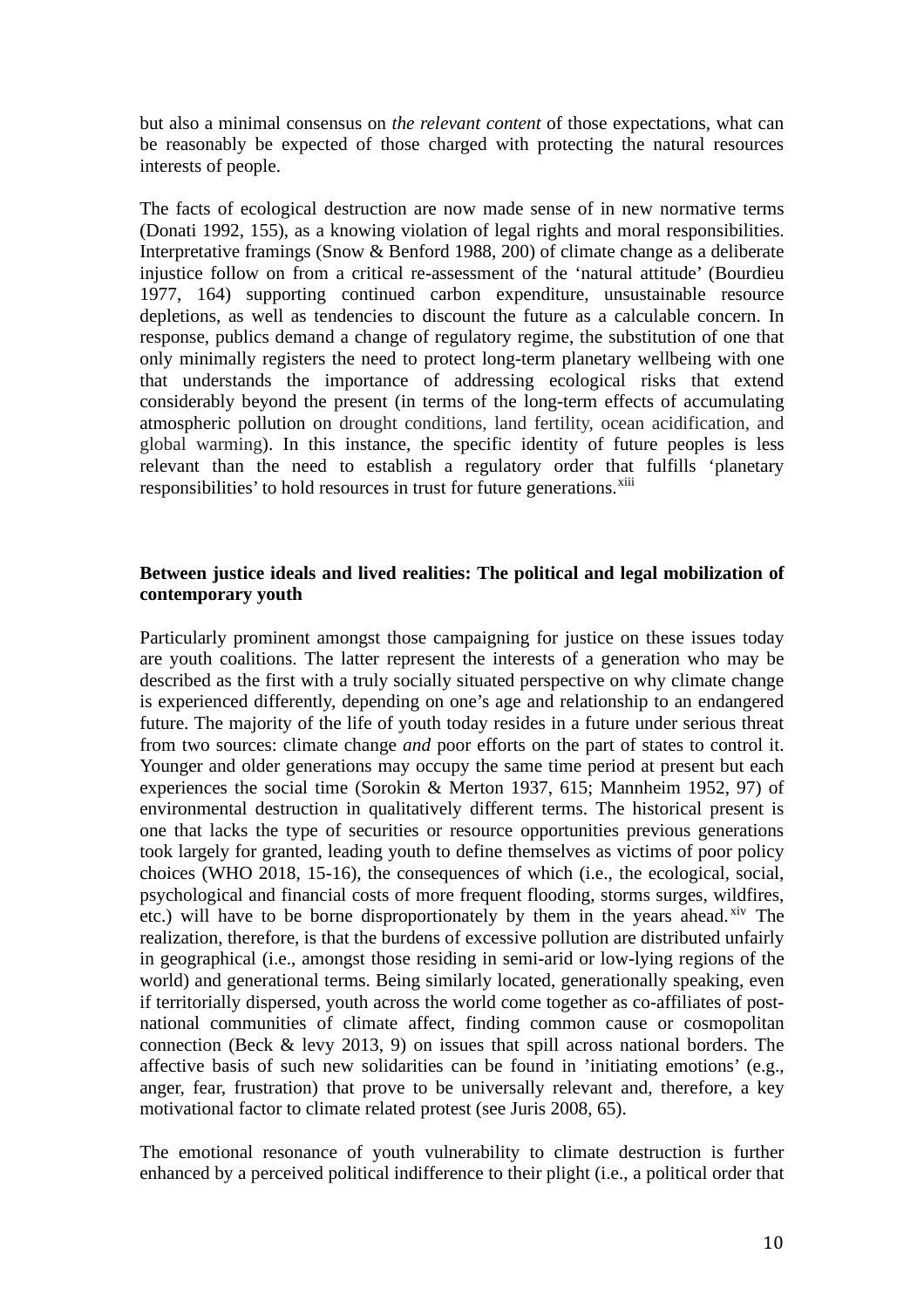but also a minimal consensus on *the relevant content* of those expectations, what can be reasonably be expected of those charged with protecting the natural resources interests of people.

The facts of ecological destruction are now made sense of in new normative terms (Donati 1992, 155), as a knowing violation of legal rights and moral responsibilities. Interpretative framings (Snow & Benford 1988, 200) of climate change as a deliberate injustice follow on from a critical re-assessment of the 'natural attitude' (Bourdieu 1977, 164) supporting continued carbon expenditure, unsustainable resource depletions, as well as tendencies to discount the future as a calculable concern. In response, publics demand a change of regulatory regime, the substitution of one that only minimally registers the need to protect long-term planetary wellbeing with one that understands the importance of addressing ecological risks that extend considerably beyond the present (in terms of the long-term effects of accumulating atmospheric pollution on drought conditions, land fertility, ocean acidification, and global warming). In this instance, the specific identity of future peoples is less relevant than the need to establish a regulatory order that fulfills 'planetary responsibilities' to hold resources in trust for future generations.[xiii]

**Between justice ideals and lived realities: The political and legal mobilization of contemporary youth**

Particularly prominent amongst those campaigning for justice on these issues today are youth coalitions. The latter represent the interests of a generation who may be described as the first with a truly socially situated perspective on why climate change is experienced differently, depending on one's age and relationship to an endangered future. The majority of the life of youth today resides in a future under serious threat from two sources: climate change *and* poor efforts on the part of states to control it. Younger and older generations may occupy the same time period at present but each experiences the social time (Sorokin & Merton 1937, 615; Mannheim 1952, 97) of environmental destruction in qualitatively different terms. The historical present is one that lacks the type of securities or resource opportunities previous generations took largely for granted, leading youth to define themselves as victims of poor policy choices (WHO 2018, 15-16), the consequences of which (i.e., the ecological, social, psychological and financial costs of more frequent flooding, storms surges, wildfires, etc.) will have to be borne disproportionately by them in the years ahead.[xiv] The realization, therefore, is that the burdens of excessive pollution are distributed unfairly in geographical (i.e., amongst those residing in semi-arid or low-lying regions of the world) and generational terms. Being similarly located, generationally speaking, even if territorially dispersed, youth across the world come together as co-affiliates of post-national communities of climate affect, finding common cause or cosmopolitan connection (Beck & levy 2013, 9) on issues that spill across national borders. The affective basis of such new solidarities can be found in 'initiating emotions' (e.g., anger, fear, frustration) that prove to be universally relevant and, therefore, a key motivational factor to climate related protest (see Juris 2008, 65).

The emotional resonance of youth vulnerability to climate destruction is further enhanced by a perceived political indifference to their plight (i.e., a political order that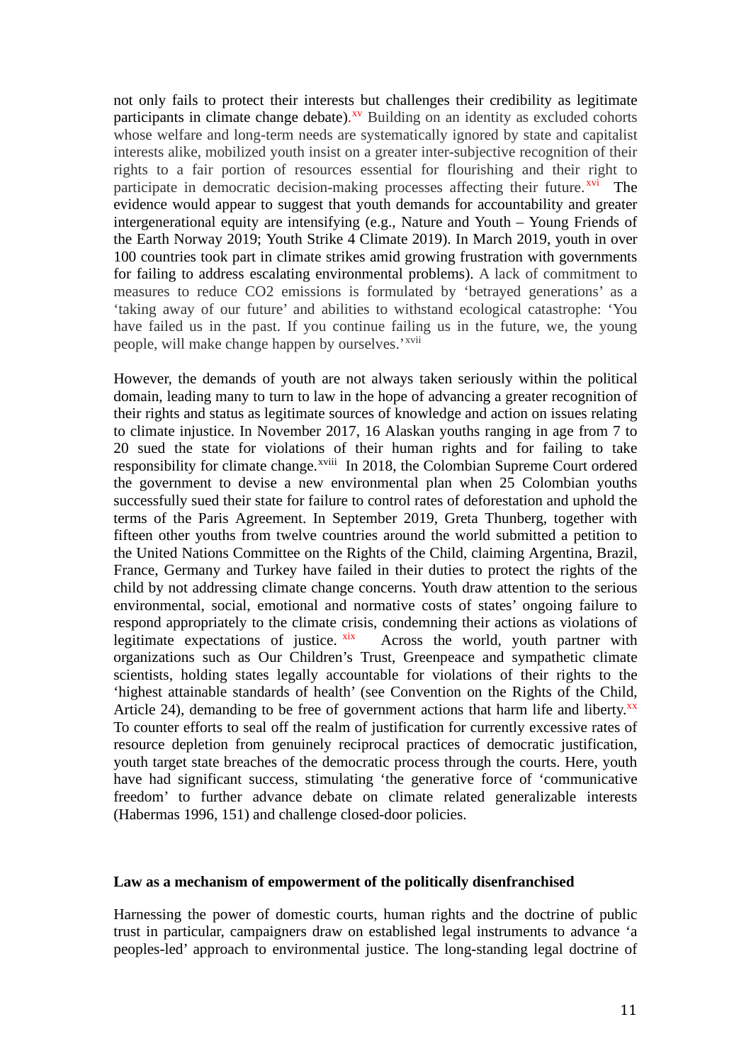not only fails to protect their interests but challenges their credibility as legitimate participants in climate change debate).[xv] Building on an identity as excluded cohorts whose welfare and long-term needs are systematically ignored by state and capitalist interests alike, mobilized youth insist on a greater inter-subjective recognition of their rights to a fair portion of resources essential for flourishing and their right to participate in democratic decision-making processes affecting their future.[xvi] The evidence would appear to suggest that youth demands for accountability and greater intergenerational equity are intensifying (e.g., Nature and Youth – Young Friends of the Earth Norway 2019; Youth Strike 4 Climate 2019). In March 2019, youth in over 100 countries took part in climate strikes amid growing frustration with governments for failing to address escalating environmental problems). A lack of commitment to measures to reduce $CO_2$ emissions is formulated by 'betrayed generations' as a 'taking away of our future' and abilities to withstand ecological catastrophe: 'You have failed us in the past. If you continue failing us in the future, we, the young people, will make change happen by ourselves.'[xvii]

However, the demands of youth are not always taken seriously within the political domain, leading many to turn to law in the hope of advancing a greater recognition of their rights and status as legitimate sources of knowledge and action on issues relating to climate injustice. In November 2017, 16 Alaskan youths ranging in age from 7 to 20 sued the state for violations of their human rights and for failing to take responsibility for climate change.[xviii] In 2018, the Colombian Supreme Court ordered the government to devise a new environmental plan when 25 Colombian youths successfully sued their state for failure to control rates of deforestation and uphold the terms of the Paris Agreement. In September 2019, Greta Thunberg, together with fifteen other youths from twelve countries around the world submitted a petition to the United Nations Committee on the Rights of the Child, claiming Argentina, Brazil, France, Germany and Turkey have failed in their duties to protect the rights of the child by not addressing climate change concerns. Youth draw attention to the serious environmental, social, emotional and normative costs of states' ongoing failure to respond appropriately to the climate crisis, condemning their actions as violations of legitimate expectations of justice.[xix] Across the world, youth partner with organizations such as Our Children's Trust, Greenpeace and sympathetic climate scientists, holding states legally accountable for violations of their rights to the 'highest attainable standards of health' (see Convention on the Rights of the Child, Article 24), demanding to be free of government actions that harm life and liberty.[xx] To counter efforts to seal off the realm of justification for currently excessive rates of resource depletion from genuinely reciprocal practices of democratic justification, youth target state breaches of the democratic process through the courts. Here, youth have had significant success, stimulating 'the generative force of 'communicative freedom' to further advance debate on climate related generalizable interests (Habermas 1996, 151) and challenge closed-door policies.

**Law as a mechanism of empowerment of the politically disenfranchised**

Harnessing the power of domestic courts, human rights and the doctrine of public trust in particular, campaigners draw on established legal instruments to advance 'a peoples-led' approach to environmental justice. The long-standing legal doctrine of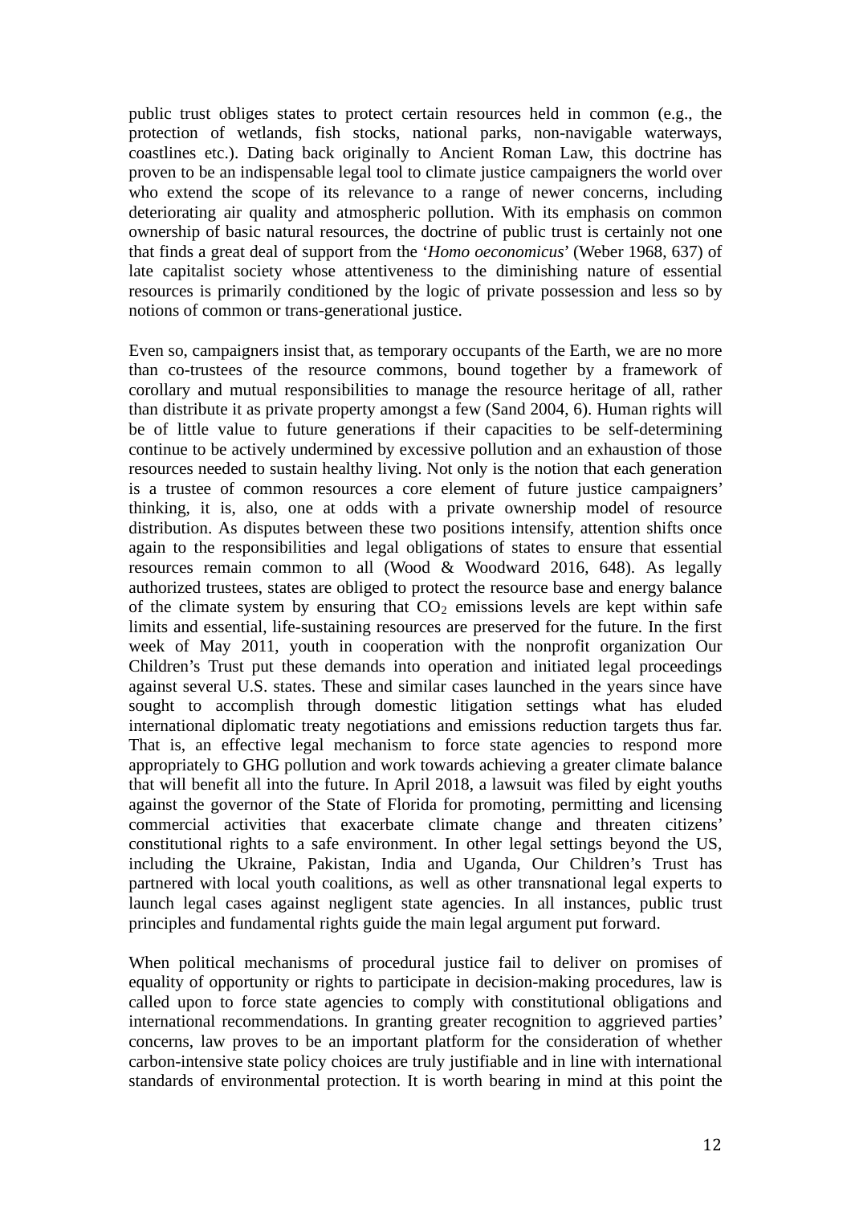public trust obliges states to protect certain resources held in common (e.g., the protection of wetlands, fish stocks, national parks, non-navigable waterways, coastlines etc.). Dating back originally to Ancient Roman Law, this doctrine has proven to be an indispensable legal tool to climate justice campaigners the world over who extend the scope of its relevance to a range of newer concerns, including deteriorating air quality and atmospheric pollution. With its emphasis on common ownership of basic natural resources, the doctrine of public trust is certainly not one that finds a great deal of support from the '*Homo oeconomicus*' (Weber 1968, 637) of late capitalist society whose attentiveness to the diminishing nature of essential resources is primarily conditioned by the logic of private possession and less so by notions of common or trans-generational justice.

Even so, campaigners insist that, as temporary occupants of the Earth, we are no more than co-trustees of the resource commons, bound together by a framework of corollary and mutual responsibilities to manage the resource heritage of all, rather than distribute it as private property amongst a few (Sand 2004, 6). Human rights will be of little value to future generations if their capacities to be self-determining continue to be actively undermined by excessive pollution and an exhaustion of those resources needed to sustain healthy living. Not only is the notion that each generation is a trustee of common resources a core element of future justice campaigners' thinking, it is, also, one at odds with a private ownership model of resource distribution. As disputes between these two positions intensify, attention shifts once again to the responsibilities and legal obligations of states to ensure that essential resources remain common to all (Wood & Woodward 2016, 648). As legally authorized trustees, states are obliged to protect the resource base and energy balance of the climate system by ensuring that $CO_2$ emissions levels are kept within safe limits and essential, life-sustaining resources are preserved for the future. In the first week of May 2011, youth in cooperation with the nonprofit organization Our Children's Trust put these demands into operation and initiated legal proceedings against several U.S. states. These and similar cases launched in the years since have sought to accomplish through domestic litigation settings what has eluded international diplomatic treaty negotiations and emissions reduction targets thus far. That is, an effective legal mechanism to force state agencies to respond more appropriately to GHG pollution and work towards achieving a greater climate balance that will benefit all into the future. In April 2018, a lawsuit was filed by eight youths against the governor of the State of Florida for promoting, permitting and licensing commercial activities that exacerbate climate change and threaten citizens' constitutional rights to a safe environment. In other legal settings beyond the US, including the Ukraine, Pakistan, India and Uganda, Our Children's Trust has partnered with local youth coalitions, as well as other transnational legal experts to launch legal cases against negligent state agencies. In all instances, public trust principles and fundamental rights guide the main legal argument put forward.

When political mechanisms of procedural justice fail to deliver on promises of equality of opportunity or rights to participate in decision-making procedures, law is called upon to force state agencies to comply with constitutional obligations and international recommendations. In granting greater recognition to aggrieved parties' concerns, law proves to be an important platform for the consideration of whether carbon-intensive state policy choices are truly justifiable and in line with international standards of environmental protection. It is worth bearing in mind at this point the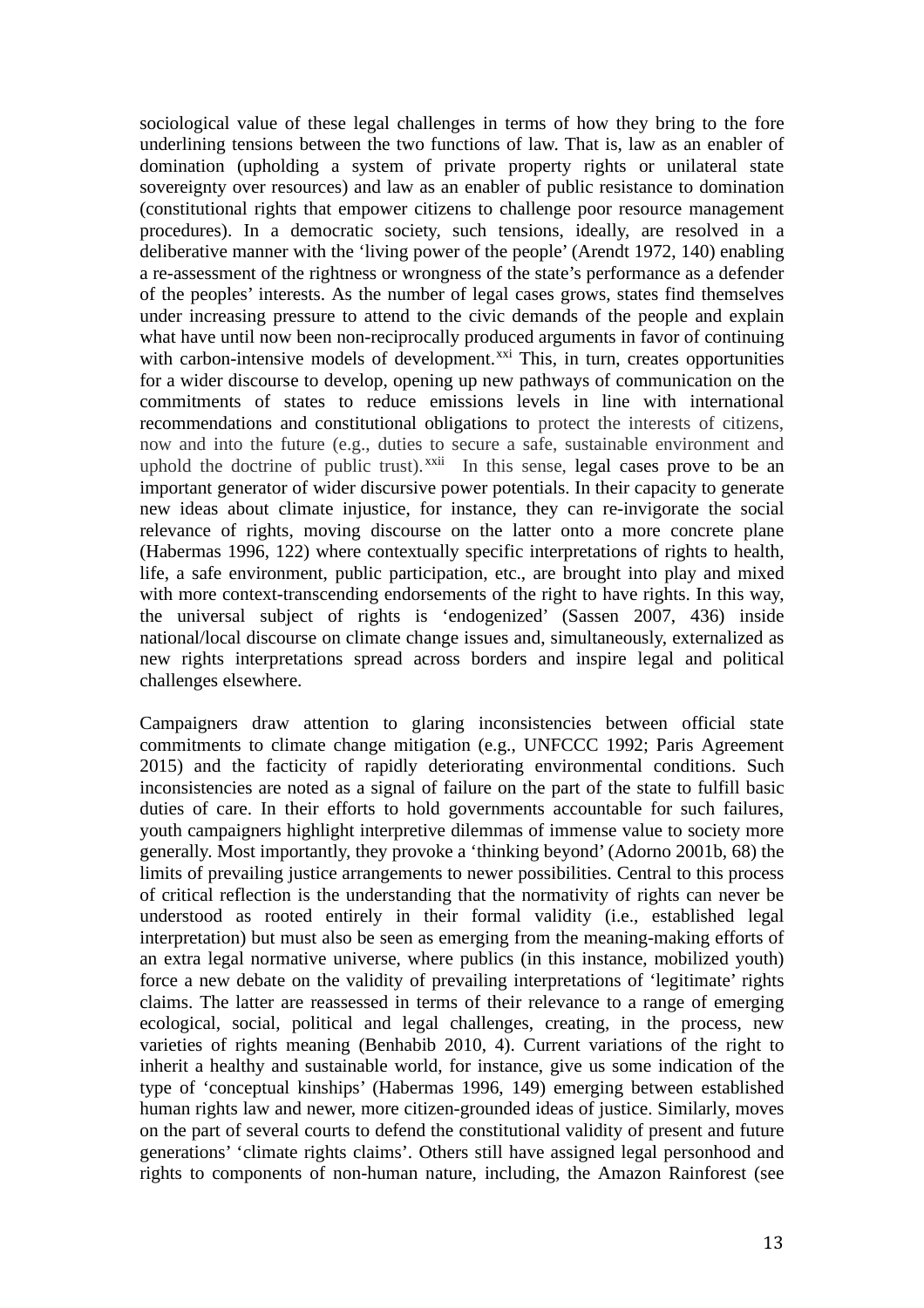sociological value of these legal challenges in terms of how they bring to the fore underlining tensions between the two functions of law. That is, law as an enabler of domination (upholding a system of private property rights or unilateral state sovereignty over resources) and law as an enabler of public resistance to domination (constitutional rights that empower citizens to challenge poor resource management procedures). In a democratic society, such tensions, ideally, are resolved in a deliberative manner with the 'living power of the people' (Arendt 1972, 140) enabling a re-assessment of the rightness or wrongness of the state's performance as a defender of the peoples' interests. As the number of legal cases grows, states find themselves under increasing pressure to attend to the civic demands of the people and explain what have until now been non-reciprocally produced arguments in favor of continuing with carbon-intensive models of development.[xxi] This, in turn, creates opportunities for a wider discourse to develop, opening up new pathways of communication on the commitments of states to reduce emissions levels in line with international recommendations and constitutional obligations to protect the interests of citizens, now and into the future (e.g., duties to secure a safe, sustainable environment and uphold the doctrine of public trust).[xxii] In this sense, legal cases prove to be an important generator of wider discursive power potentials. In their capacity to generate new ideas about climate injustice, for instance, they can re-invigorate the social relevance of rights, moving discourse on the latter onto a more concrete plane (Habermas 1996, 122) where contextually specific interpretations of rights to health, life, a safe environment, public participation, etc., are brought into play and mixed with more context-transcending endorsements of the right to have rights. In this way, the universal subject of rights is 'endogenized' (Sassen 2007, 436) inside national/local discourse on climate change issues and, simultaneously, externalized as new rights interpretations spread across borders and inspire legal and political challenges elsewhere.

Campaigners draw attention to glaring inconsistencies between official state commitments to climate change mitigation (e.g., UNFCCC 1992; Paris Agreement 2015) and the facticity of rapidly deteriorating environmental conditions. Such inconsistencies are noted as a signal of failure on the part of the state to fulfill basic duties of care. In their efforts to hold governments accountable for such failures, youth campaigners highlight interpretive dilemmas of immense value to society more generally. Most importantly, they provoke a 'thinking beyond' (Adorno 2001b, 68) the limits of prevailing justice arrangements to newer possibilities. Central to this process of critical reflection is the understanding that the normativity of rights can never be understood as rooted entirely in their formal validity (i.e., established legal interpretation) but must also be seen as emerging from the meaning-making efforts of an extra legal normative universe, where publics (in this instance, mobilized youth) force a new debate on the validity of prevailing interpretations of 'legitimate' rights claims. The latter are reassessed in terms of their relevance to a range of emerging ecological, social, political and legal challenges, creating, in the process, new varieties of rights meaning (Benhabib 2010, 4). Current variations of the right to inherit a healthy and sustainable world, for instance, give us some indication of the type of 'conceptual kinships' (Habermas 1996, 149) emerging between established human rights law and newer, more citizen-grounded ideas of justice. Similarly, moves on the part of several courts to defend the constitutional validity of present and future generations' 'climate rights claims'. Others still have assigned legal personhood and rights to components of non-human nature, including, the Amazon Rainforest (see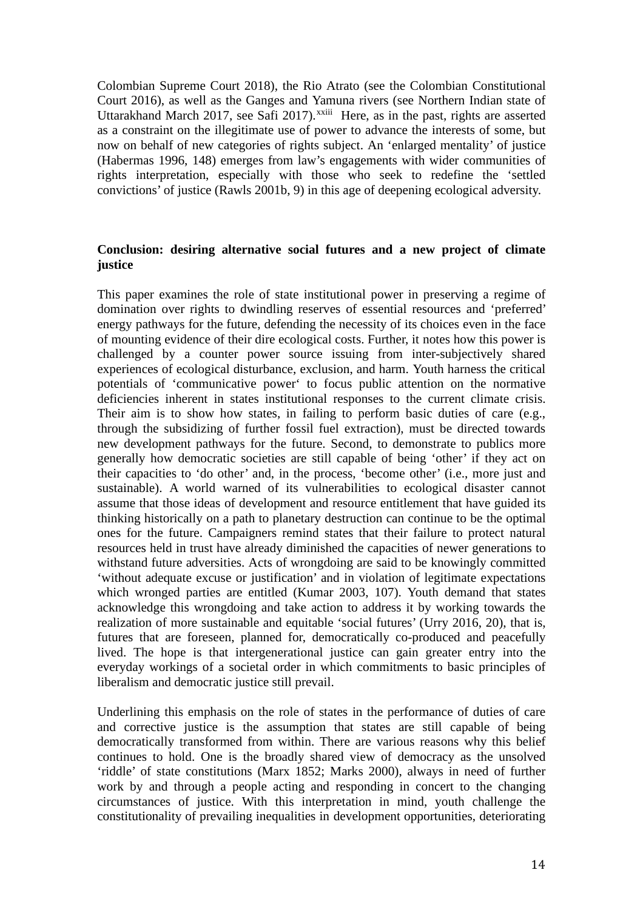Colombian Supreme Court 2018), the Rio Atrato (see the Colombian Constitutional Court 2016), as well as the Ganges and Yamuna rivers (see Northern Indian state of Uttarakhand March 2017, see Safi 2017).[xxiii] Here, as in the past, rights are asserted as a constraint on the illegitimate use of power to advance the interests of some, but now on behalf of new categories of rights subject. An 'enlarged mentality' of justice (Habermas 1996, 148) emerges from law's engagements with wider communities of rights interpretation, especially with those who seek to redefine the 'settled convictions' of justice (Rawls 2001b, 9) in this age of deepening ecological adversity.

## Conclusion: desiring alternative social futures and a new project of climate justice

This paper examines the role of state institutional power in preserving a regime of domination over rights to dwindling reserves of essential resources and 'preferred' energy pathways for the future, defending the necessity of its choices even in the face of mounting evidence of their dire ecological costs. Further, it notes how this power is challenged by a counter power source issuing from inter-subjectively shared experiences of ecological disturbance, exclusion, and harm. Youth harness the critical potentials of 'communicative power' to focus public attention on the normative deficiencies inherent in states institutional responses to the current climate crisis. Their aim is to show how states, in failing to perform basic duties of care (e.g., through the subsidizing of further fossil fuel extraction), must be directed towards new development pathways for the future. Second, to demonstrate to publics more generally how democratic societies are still capable of being 'other' if they act on their capacities to 'do other' and, in the process, 'become other' (i.e., more just and sustainable). A world warned of its vulnerabilities to ecological disaster cannot assume that those ideas of development and resource entitlement that have guided its thinking historically on a path to planetary destruction can continue to be the optimal ones for the future. Campaigners remind states that their failure to protect natural resources held in trust have already diminished the capacities of newer generations to withstand future adversities. Acts of wrongdoing are said to be knowingly committed 'without adequate excuse or justification' and in violation of legitimate expectations which wronged parties are entitled (Kumar 2003, 107). Youth demand that states acknowledge this wrongdoing and take action to address it by working towards the realization of more sustainable and equitable 'social futures' (Urry 2016, 20), that is, futures that are foreseen, planned for, democratically co-produced and peacefully lived. The hope is that intergenerational justice can gain greater entry into the everyday workings of a societal order in which commitments to basic principles of liberalism and democratic justice still prevail.

Underlining this emphasis on the role of states in the performance of duties of care and corrective justice is the assumption that states are still capable of being democratically transformed from within. There are various reasons why this belief continues to hold. One is the broadly shared view of democracy as the unsolved 'riddle' of state constitutions (Marx 1852; Marks 2000), always in need of further work by and through a people acting and responding in concert to the changing circumstances of justice. With this interpretation in mind, youth challenge the constitutionality of prevailing inequalities in development opportunities, deteriorating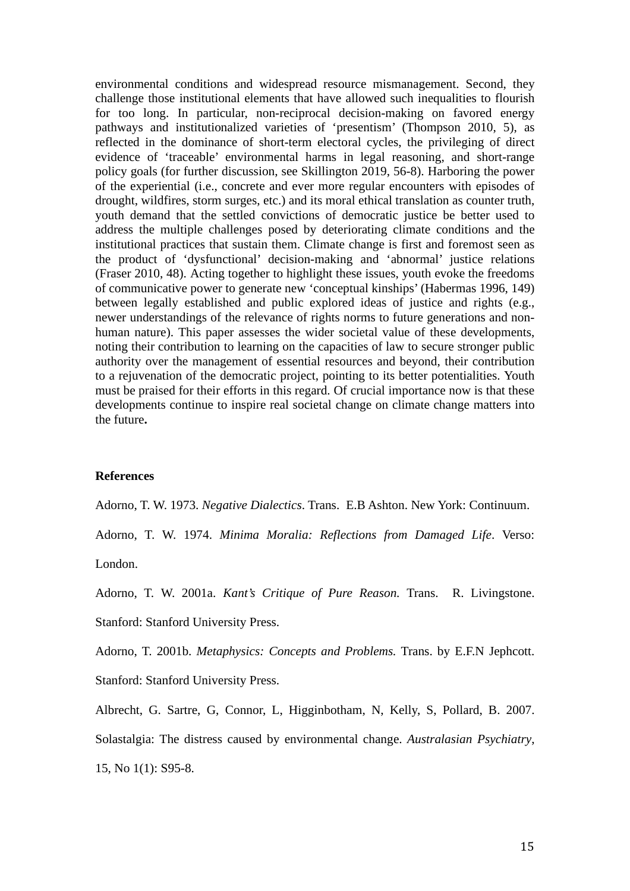environmental conditions and widespread resource mismanagement. Second, they challenge those institutional elements that have allowed such inequalities to flourish for too long. In particular, non-reciprocal decision-making on favored energy pathways and institutionalized varieties of 'presentism' (Thompson 2010, 5), as reflected in the dominance of short-term electoral cycles, the privileging of direct evidence of 'traceable' environmental harms in legal reasoning, and short-range policy goals (for further discussion, see Skillington 2019, 56-8). Harboring the power of the experiential (i.e., concrete and ever more regular encounters with episodes of drought, wildfires, storm surges, etc.) and its moral ethical translation as counter truth, youth demand that the settled convictions of democratic justice be better used to address the multiple challenges posed by deteriorating climate conditions and the institutional practices that sustain them. Climate change is first and foremost seen as the product of 'dysfunctional' decision-making and 'abnormal' justice relations (Fraser 2010, 48). Acting together to highlight these issues, youth evoke the freedoms of communicative power to generate new 'conceptual kinships' (Habermas 1996, 149) between legally established and public explored ideas of justice and rights (e.g., newer understandings of the relevance of rights norms to future generations and non-human nature). This paper assesses the wider societal value of these developments, noting their contribution to learning on the capacities of law to secure stronger public authority over the management of essential resources and beyond, their contribution to a rejuvenation of the democratic project, pointing to its better potentialities. Youth must be praised for their efforts in this regard. Of crucial importance now is that these developments continue to inspire real societal change on climate change matters into the future**.**

**References**

Adorno, T. W. 1973. *Negative Dialectics*. Trans. E.B Ashton. New York: Continuum.

Adorno, T. W. 1974. *Minima Moralia: Reflections from Damaged Life*. Verso: London.

Adorno, T. W. 2001a. *Kant's Critique of Pure Reason.* Trans. R. Livingstone. Stanford: Stanford University Press.

Adorno, T. 2001b. *Metaphysics: Concepts and Problems.* Trans. by E.F.N Jephcott. Stanford: Stanford University Press.

Albrecht, G. Sartre, G, Connor, L, Higginbotham, N, Kelly, S, Pollard, B. 2007. Solastalgia: The distress caused by environmental change. *Australasian Psychiatry*, 15, No 1(1): S95-8.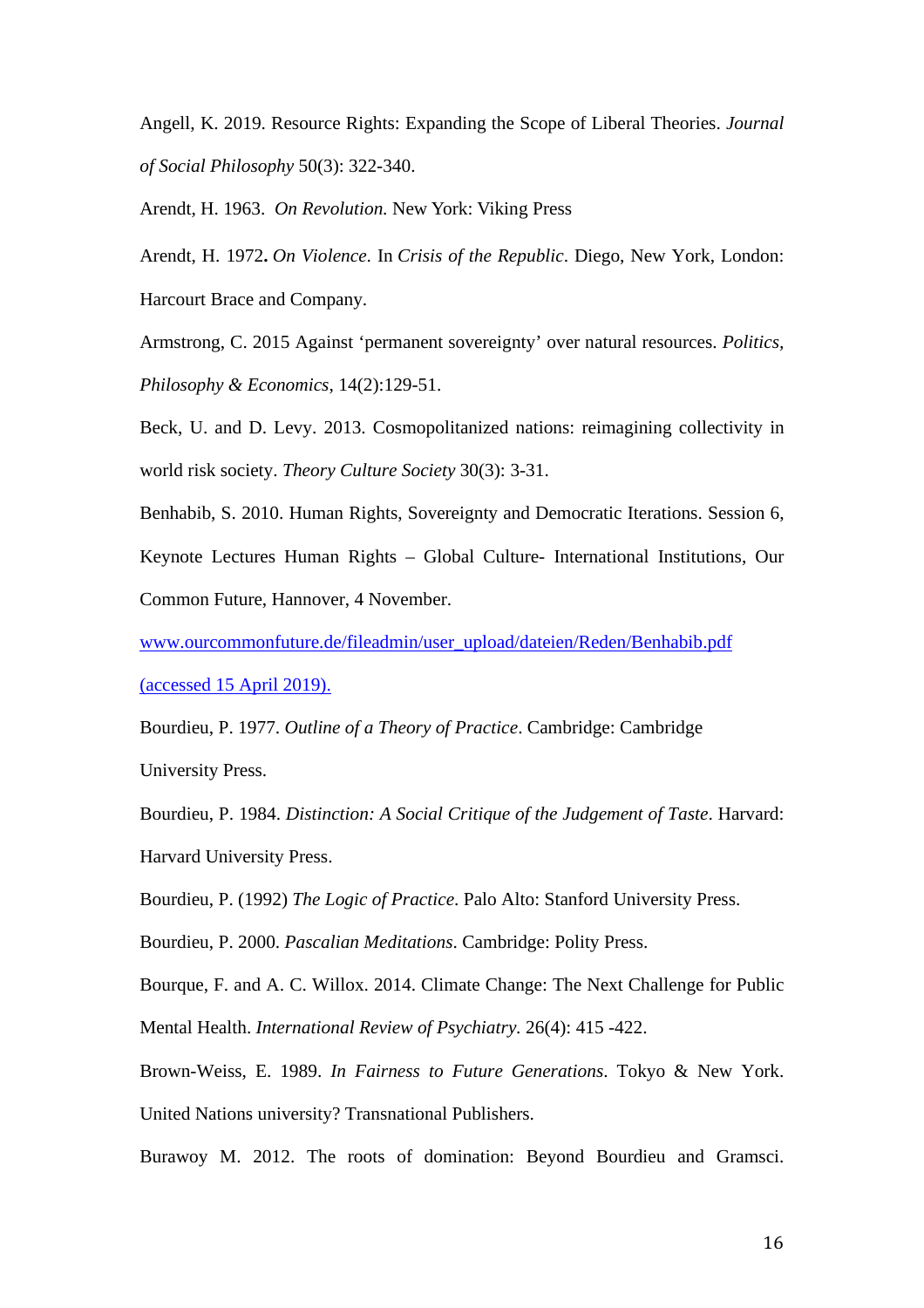Angell, K. 2019. Resource Rights: Expanding the Scope of Liberal Theories. *Journal of Social Philosophy* 50(3): 322-340.

Arendt, H. 1963. *On Revolution.* New York: Viking Press

Arendt, H. 1972**.** *On Violence*. In *Crisis of the Republic*. Diego, New York, London: Harcourt Brace and Company.

Armstrong, C. 2015 Against 'permanent sovereignty' over natural resources. *Politics, Philosophy & Economics*, 14(2):129-51.

Beck, U. and D. Levy. 2013. Cosmopolitanized nations: reimagining collectivity in world risk society. *Theory Culture Society* 30(3): 3-31.

Benhabib, S. 2010. Human Rights, Sovereignty and Democratic Iterations. Session 6, Keynote Lectures Human Rights – Global Culture- International Institutions, Our Common Future, Hannover, 4 November.

www.ourcommonfuture.de/fileadmin/user_upload/dateien/Reden/Benhabib.pdf (accessed 15 April 2019).

Bourdieu, P. 1977. *Outline of a Theory of Practice*. Cambridge: Cambridge University Press.

Bourdieu, P. 1984. *Distinction: A Social Critique of the Judgement of Taste*. Harvard: Harvard University Press.

Bourdieu, P. (1992) *The Logic of Practice*. Palo Alto: Stanford University Press.

Bourdieu, P. 2000. *Pascalian Meditations*. Cambridge: Polity Press.

Bourque, F. and A. C. Willox. 2014. Climate Change: The Next Challenge for Public Mental Health. *International Review of Psychiatry*. 26(4): 415 -422.

Brown-Weiss, E. 1989. *In Fairness to Future Generations*. Tokyo & New York. United Nations university? Transnational Publishers.

Burawoy M. 2012. The roots of domination: Beyond Bourdieu and Gramsci.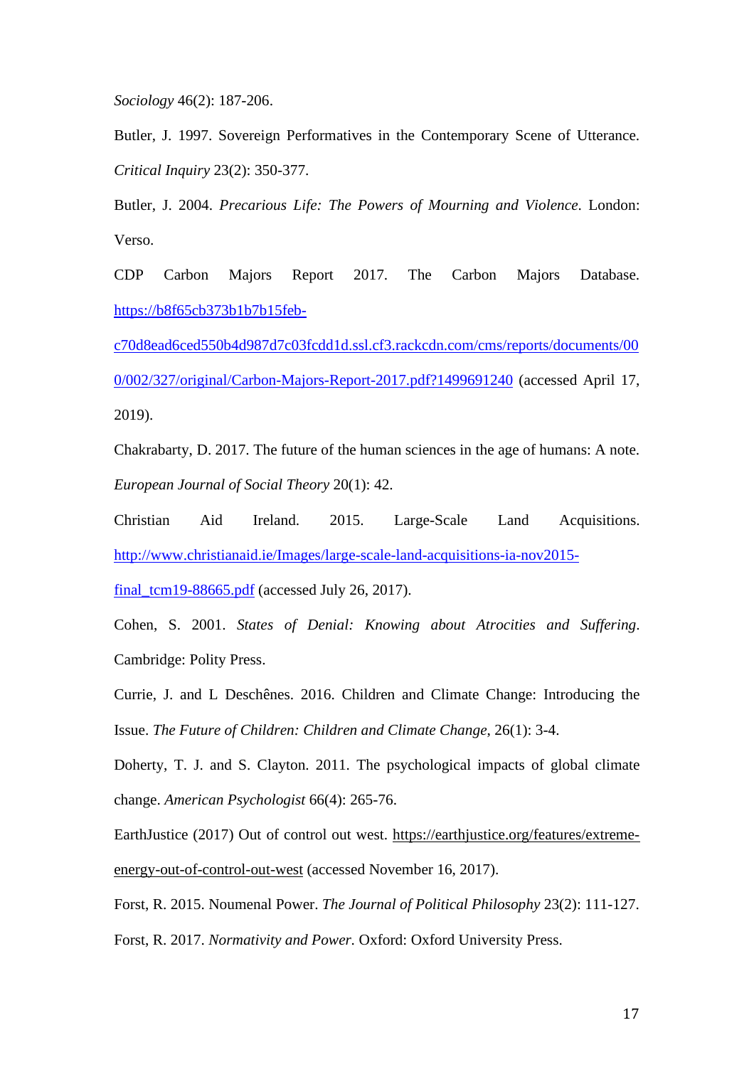*Sociology* 46(2): 187-206.

Butler, J. 1997. Sovereign Performatives in the Contemporary Scene of Utterance. *Critical Inquiry* 23(2): 350-377.

Butler, J. 2004. *Precarious Life: The Powers of Mourning and Violence*. London: Verso.

CDP Carbon Majors Report 2017. The Carbon Majors Database. https://b8f65cb373b1b7b15feb-c70d8ead6ced550b4d987d7c03fcdd1d.ssl.cf3.rackcdn.com/cms/reports/documents/000/002/327/original/Carbon-Majors-Report-2017.pdf?1499691240 (accessed April 17, 2019).

Chakrabarty, D. 2017. The future of the human sciences in the age of humans: A note. *European Journal of Social Theory* 20(1): 42.

Christian Aid Ireland. 2015. Large-Scale Land Acquisitions. http://www.christianaid.ie/Images/large-scale-land-acquisitions-ia-nov2015-final_tcm19-88665.pdf (accessed July 26, 2017).

Cohen, S. 2001. *States of Denial: Knowing about Atrocities and Suffering*. Cambridge: Polity Press.

Currie, J. and L Deschênes. 2016. Children and Climate Change: Introducing the Issue. *The Future of Children: Children and Climate Change*, 26(1): 3-4.

Doherty, T. J. and S. Clayton. 2011. The psychological impacts of global climate change. *American Psychologist* 66(4): 265-76.

EarthJustice (2017) Out of control out west. https://earthjustice.org/features/extreme-energy-out-of-control-out-west (accessed November 16, 2017).

Forst, R. 2015. Noumenal Power. *The Journal of Political Philosophy* 23(2): 111-127.

Forst, R. 2017. *Normativity and Power.* Oxford: Oxford University Press.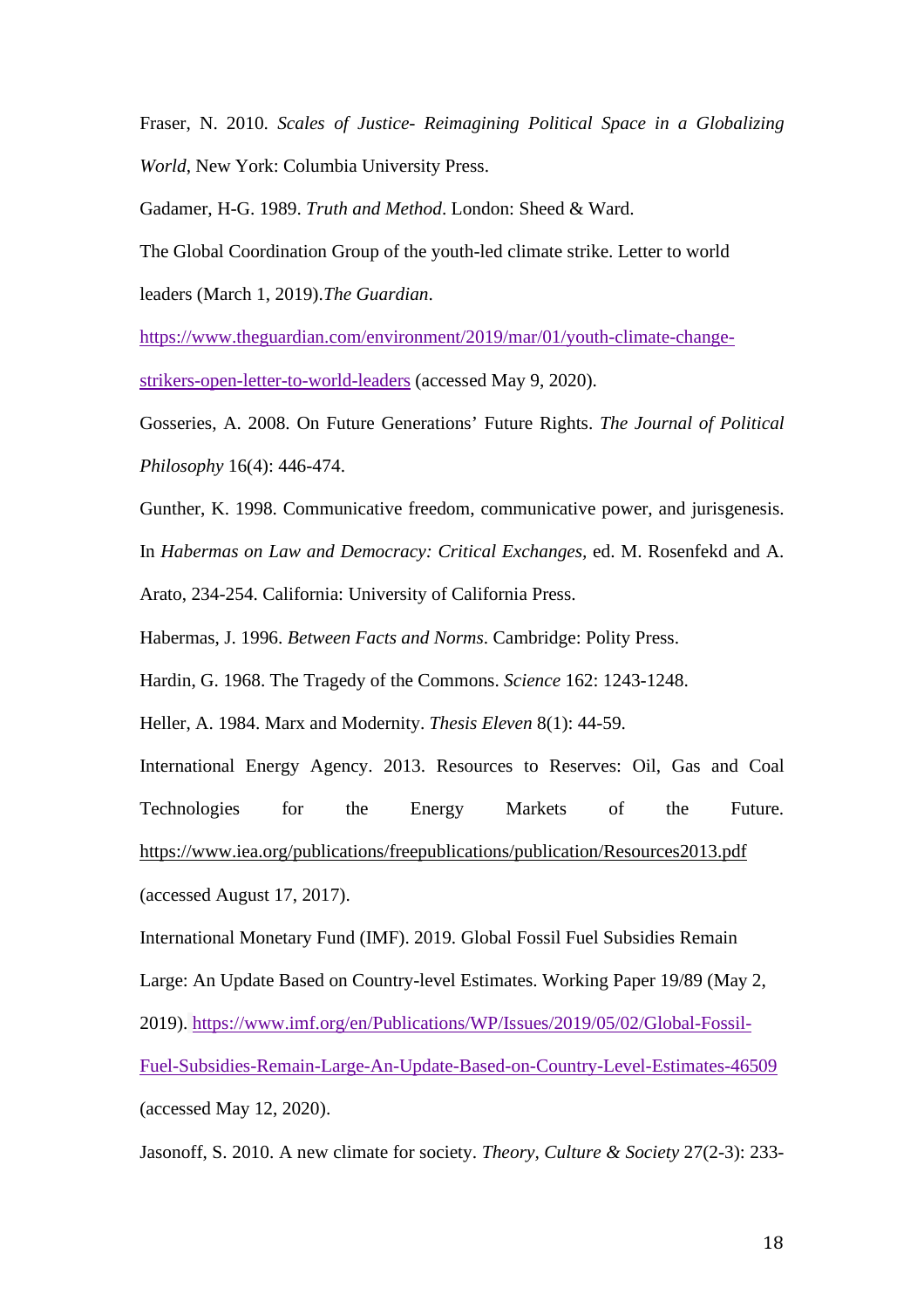Fraser, N. 2010. *Scales of Justice- Reimagining Political Space in a Globalizing World*, New York: Columbia University Press.

Gadamer, H-G. 1989. *Truth and Method*. London: Sheed & Ward.

The Global Coordination Group of the youth-led climate strike. Letter to world leaders (March 1, 2019).*The Guardian*. https://www.theguardian.com/environment/2019/mar/01/youth-climate-change-strikers-open-letter-to-world-leaders (accessed May 9, 2020).

Gosseries, A. 2008. On Future Generations' Future Rights. *The Journal of Political Philosophy* 16(4): 446-474.

Gunther, K. 1998. Communicative freedom, communicative power, and jurisgenesis. In *Habermas on Law and Democracy: Critical Exchanges,* ed. M. Rosenfekd and A. Arato, 234-254. California: University of California Press.

Habermas, J. 1996. *Between Facts and Norms*. Cambridge: Polity Press.

Hardin, G. 1968. The Tragedy of the Commons. *Science* 162: 1243-1248.

Heller, A. 1984. Marx and Modernity. *Thesis Eleven* 8(1): 44-59.

International Energy Agency. 2013. Resources to Reserves: Oil, Gas and Coal Technologies for the Energy Markets of the Future. https://www.iea.org/publications/freepublications/publication/Resources2013.pdf (accessed August 17, 2017).

International Monetary Fund (IMF). 2019. Global Fossil Fuel Subsidies Remain Large: An Update Based on Country-level Estimates. Working Paper 19/89 (May 2, 2019). https://www.imf.org/en/Publications/WP/Issues/2019/05/02/Global-Fossil-Fuel-Subsidies-Remain-Large-An-Update-Based-on-Country-Level-Estimates-46509 (accessed May 12, 2020).

Jasonoff, S. 2010. A new climate for society. *Theory, Culture & Society* 27(2-3): 233-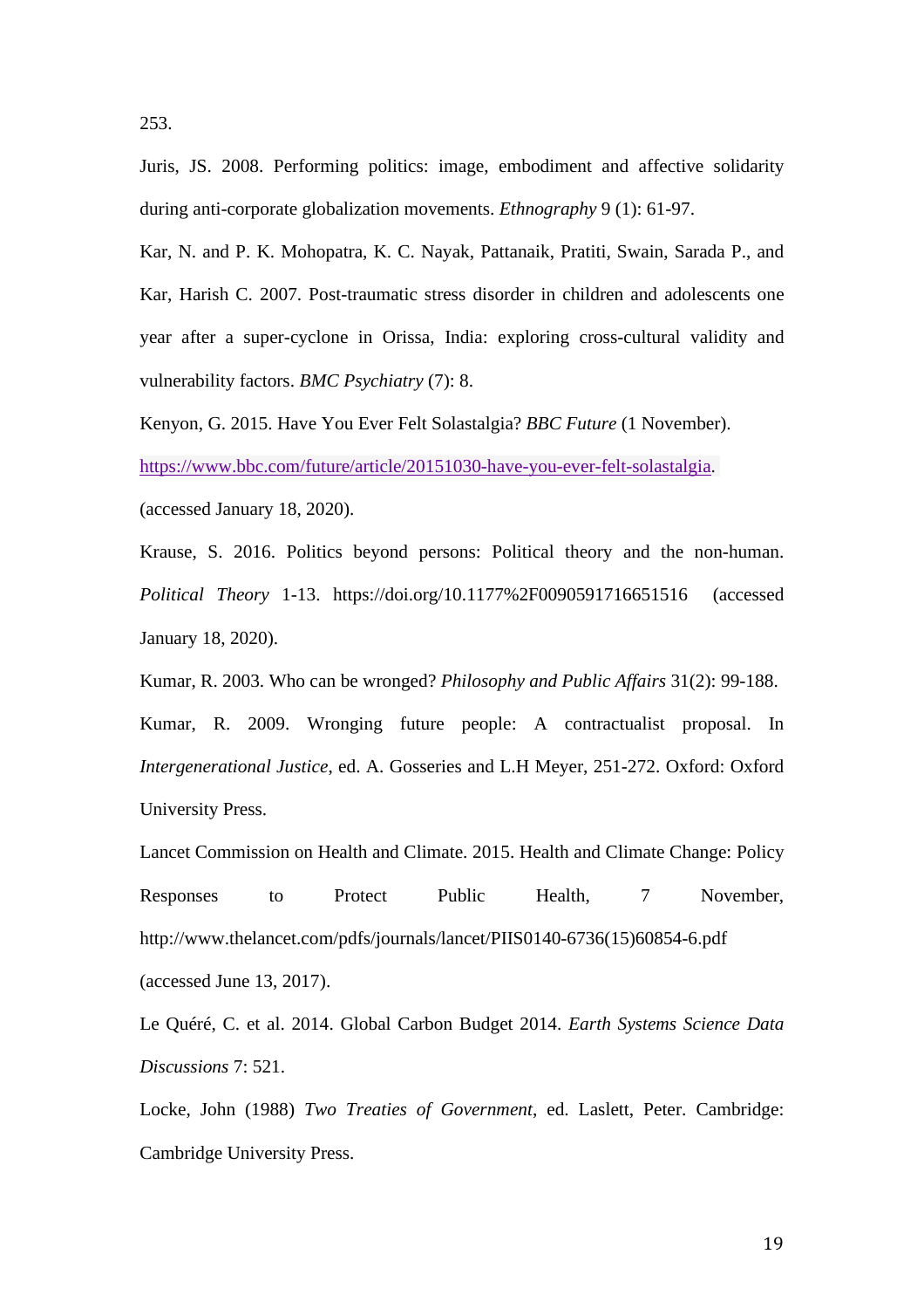253.

Juris, JS. 2008. Performing politics: image, embodiment and affective solidarity during anti-corporate globalization movements. *Ethnography* 9 (1): 61-97.

Kar, N. and P. K. Mohopatra, K. C. Nayak, Pattanaik, Pratiti, Swain, Sarada P., and Kar, Harish C. 2007. Post-traumatic stress disorder in children and adolescents one year after a super-cyclone in Orissa, India: exploring cross-cultural validity and vulnerability factors. *BMC Psychiatry* (7): 8.

Kenyon, G. 2015. Have You Ever Felt Solastalgia? *BBC Future* (1 November). https://www.bbc.com/future/article/20151030-have-you-ever-felt-solastalgia. (accessed January 18, 2020).

Krause, S. 2016. Politics beyond persons: Political theory and the non-human. *Political Theory* 1-13. https://doi.org/10.1177%2F0090591716651516 (accessed January 18, 2020).

Kumar, R. 2003. Who can be wronged? *Philosophy and Public Affairs* 31(2): 99-188.

Kumar, R. 2009. Wronging future people: A contractualist proposal. In *Intergenerational Justice*, ed. A. Gosseries and L.H Meyer, 251-272. Oxford: Oxford University Press.

Lancet Commission on Health and Climate. 2015. Health and Climate Change: Policy Responses to Protect Public Health, 7 November, http://www.thelancet.com/pdfs/journals/lancet/PIIS0140-6736(15)60854-6.pdf (accessed June 13, 2017).

Le Quéré, C. et al. 2014. Global Carbon Budget 2014. *Earth Systems Science Data Discussions* 7: 521.

Locke, John (1988) *Two Treaties of Government*, ed. Laslett, Peter. Cambridge: Cambridge University Press.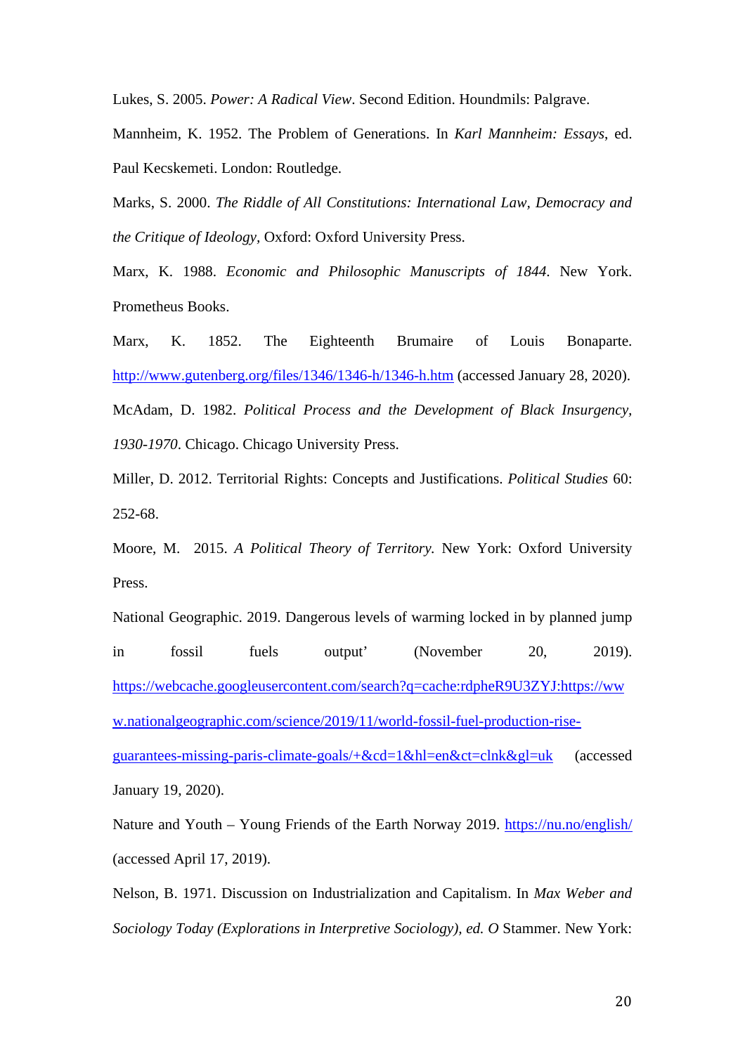Lukes, S. 2005. *Power: A Radical View*. Second Edition. Houndmils: Palgrave.

Mannheim, K. 1952. The Problem of Generations. In *Karl Mannheim: Essays*, ed. Paul Kecskemeti. London: Routledge.

Marks, S. 2000. *The Riddle of All Constitutions: International Law, Democracy and the Critique of Ideology,* Oxford: Oxford University Press.

Marx, K. 1988. *Economic and Philosophic Manuscripts of 1844*. New York. Prometheus Books.

Marx, K. 1852. The Eighteenth Brumaire of Louis Bonaparte. http://www.gutenberg.org/files/1346/1346-h/1346-h.htm (accessed January 28, 2020).

McAdam, D. 1982. *Political Process and the Development of Black Insurgency, 1930-1970*. Chicago. Chicago University Press.

Miller, D. 2012. Territorial Rights: Concepts and Justifications. *Political Studies* 60: 252-68.

Moore, M. 2015. *A Political Theory of Territory.* New York: Oxford University Press.

National Geographic. 2019. Dangerous levels of warming locked in by planned jump in fossil fuels output' (November 20, 2019). https://webcache.googleusercontent.com/search?q=cache:rdpheR9U3ZYJ:https://www.nationalgeographic.com/science/2019/11/world-fossil-fuel-production-rise-guarantees-missing-paris-climate-goals/+&cd=1&hl=en&ct=clnk&gl=uk (accessed January 19, 2020).

Nature and Youth – Young Friends of the Earth Norway 2019. https://nu.no/english/ (accessed April 17, 2019).

Nelson, B. 1971. Discussion on Industrialization and Capitalism. In *Max Weber and Sociology Today (Explorations in Interpretive Sociology), ed. O* Stammer. New York: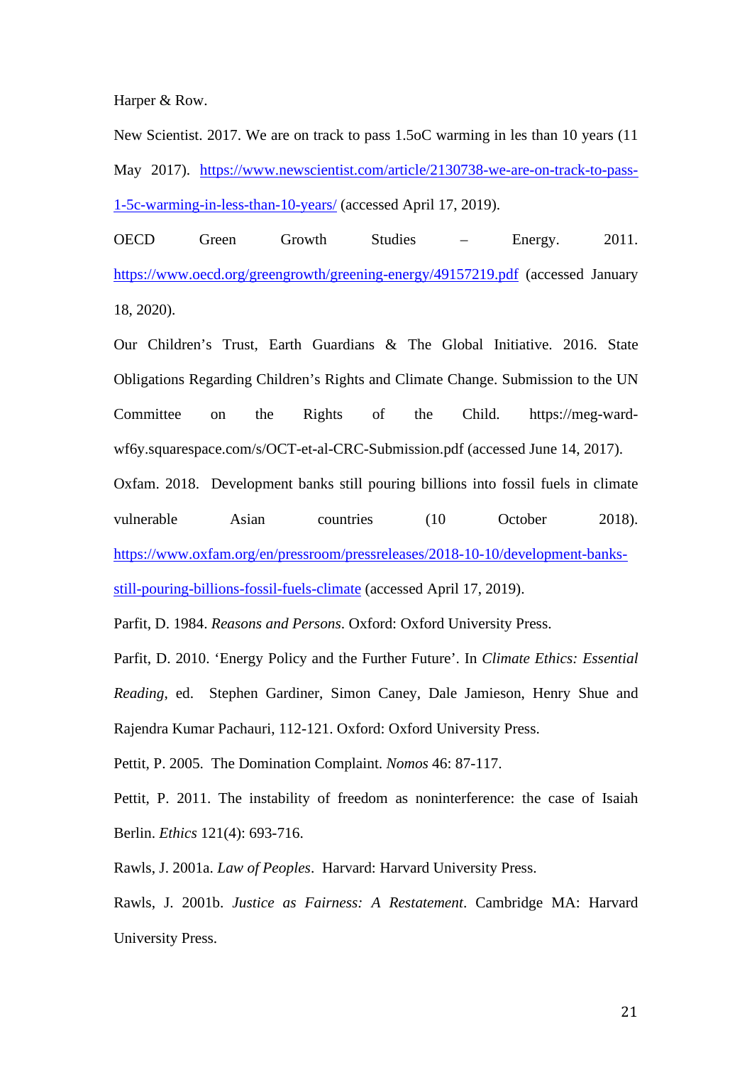Harper & Row.

New Scientist. 2017. We are on track to pass 1.5oC warming in les than 10 years (11 May 2017). https://www.newscientist.com/article/2130738-we-are-on-track-to-pass-1-5c-warming-in-less-than-10-years/ (accessed April 17, 2019).

OECD Green Growth Studies – Energy. 2011. https://www.oecd.org/greengrowth/greening-energy/49157219.pdf (accessed January 18, 2020).

Our Children's Trust, Earth Guardians & The Global Initiative. 2016. State Obligations Regarding Children's Rights and Climate Change. Submission to the UN Committee on the Rights of the Child. https://meg-ward-wf6y.squarespace.com/s/OCT-et-al-CRC-Submission.pdf (accessed June 14, 2017).

Oxfam. 2018. Development banks still pouring billions into fossil fuels in climate vulnerable Asian countries (10 October 2018). https://www.oxfam.org/en/pressroom/pressreleases/2018-10-10/development-banks-still-pouring-billions-fossil-fuels-climate (accessed April 17, 2019).

Parfit, D. 1984. *Reasons and Persons*. Oxford: Oxford University Press.

Parfit, D. 2010. 'Energy Policy and the Further Future'. In *Climate Ethics: Essential Reading*, ed. Stephen Gardiner, Simon Caney, Dale Jamieson, Henry Shue and Rajendra Kumar Pachauri, 112-121. Oxford: Oxford University Press.

Pettit, P. 2005. The Domination Complaint. *Nomos* 46: 87-117.

Pettit, P. 2011. The instability of freedom as noninterference: the case of Isaiah Berlin. *Ethics* 121(4): 693-716.

Rawls, J. 2001a. *Law of Peoples*. Harvard: Harvard University Press.

Rawls, J. 2001b. *Justice as Fairness: A Restatement*. Cambridge MA: Harvard University Press.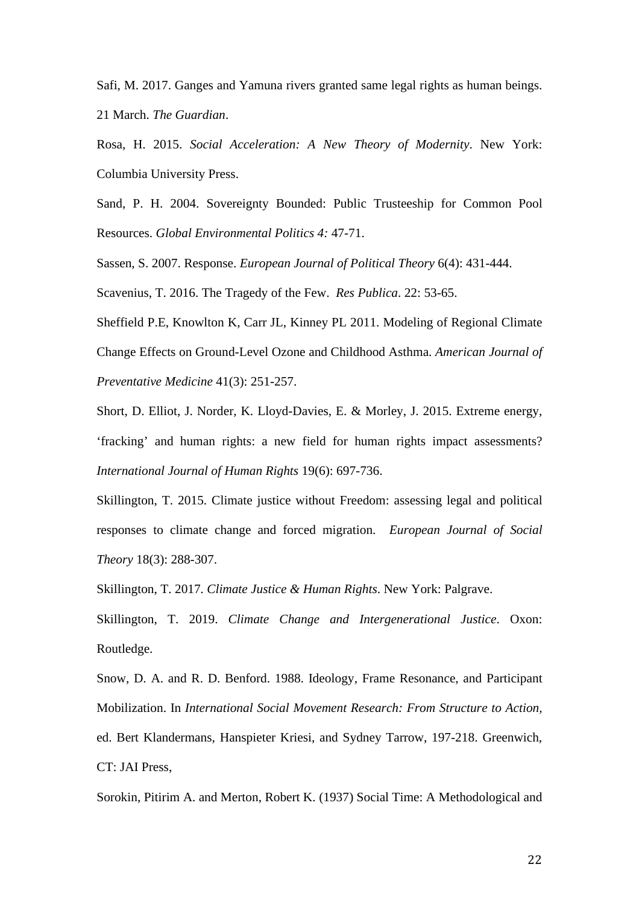Safi, M. 2017. Ganges and Yamuna rivers granted same legal rights as human beings. 21 March. *The Guardian*.

Rosa, H. 2015. *Social Acceleration: A New Theory of Modernity*. New York: Columbia University Press.

Sand, P. H. 2004. Sovereignty Bounded: Public Trusteeship for Common Pool Resources. *Global Environmental Politics 4:* 47-71.

Sassen, S. 2007. Response. *European Journal of Political Theory* 6(4): 431-444.

Scavenius, T. 2016. The Tragedy of the Few. *Res Publica*. 22: 53-65.

Sheffield P.E, Knowlton K, Carr JL, Kinney PL 2011. Modeling of Regional Climate Change Effects on Ground-Level Ozone and Childhood Asthma. *American Journal of Preventative Medicine* 41(3): 251-257.

Short, D. Elliot, J. Norder, K. Lloyd-Davies, E. & Morley, J. 2015. Extreme energy, 'fracking' and human rights: a new field for human rights impact assessments? *International Journal of Human Rights* 19(6): 697-736.

Skillington, T. 2015. Climate justice without Freedom: assessing legal and political responses to climate change and forced migration. *European Journal of Social Theory* 18(3): 288-307.

Skillington, T. 2017. *Climate Justice & Human Rights*. New York: Palgrave.

Skillington, T. 2019. *Climate Change and Intergenerational Justice*. Oxon: Routledge.

Snow, D. A. and R. D. Benford. 1988. Ideology, Frame Resonance, and Participant Mobilization. In *International Social Movement Research: From Structure to Action*, ed. Bert Klandermans, Hanspieter Kriesi, and Sydney Tarrow, 197-218. Greenwich, CT: JAI Press,

Sorokin, Pitirim A. and Merton, Robert K. (1937) Social Time: A Methodological and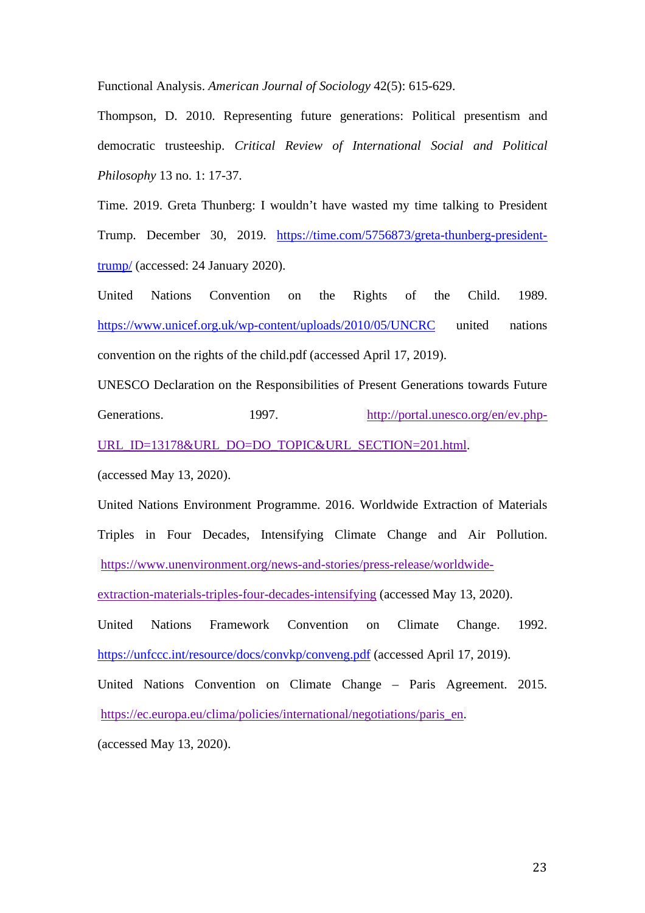Functional Analysis. *American Journal of Sociology* 42(5): 615-629.

Thompson, D. 2010. Representing future generations: Political presentism and democratic trusteeship. *Critical Review of International Social and Political Philosophy* 13 no. 1: 17-37.

Time. 2019. Greta Thunberg: I wouldn't have wasted my time talking to President Trump. December 30, 2019. https://time.com/5756873/greta-thunberg-president-trump/ (accessed: 24 January 2020).

United Nations Convention on the Rights of the Child. 1989. https://www.unicef.org.uk/wp-content/uploads/2010/05/UNCRC united nations convention on the rights of the child.pdf (accessed April 17, 2019).

UNESCO Declaration on the Responsibilities of Present Generations towards Future Generations. 1997. http://portal.unesco.org/en/ev.php-URL_ID=13178&URL_DO=DO_TOPIC&URL_SECTION=201.html. (accessed May 13, 2020).

United Nations Environment Programme. 2016. Worldwide Extraction of Materials Triples in Four Decades, Intensifying Climate Change and Air Pollution. https://www.unenvironment.org/news-and-stories/press-release/worldwide-extraction-materials-triples-four-decades-intensifying (accessed May 13, 2020).

United Nations Framework Convention on Climate Change. 1992. https://unfccc.int/resource/docs/convkp/conveng.pdf (accessed April 17, 2019).

United Nations Convention on Climate Change – Paris Agreement. 2015. https://ec.europa.eu/clima/policies/international/negotiations/paris_en. (accessed May 13, 2020).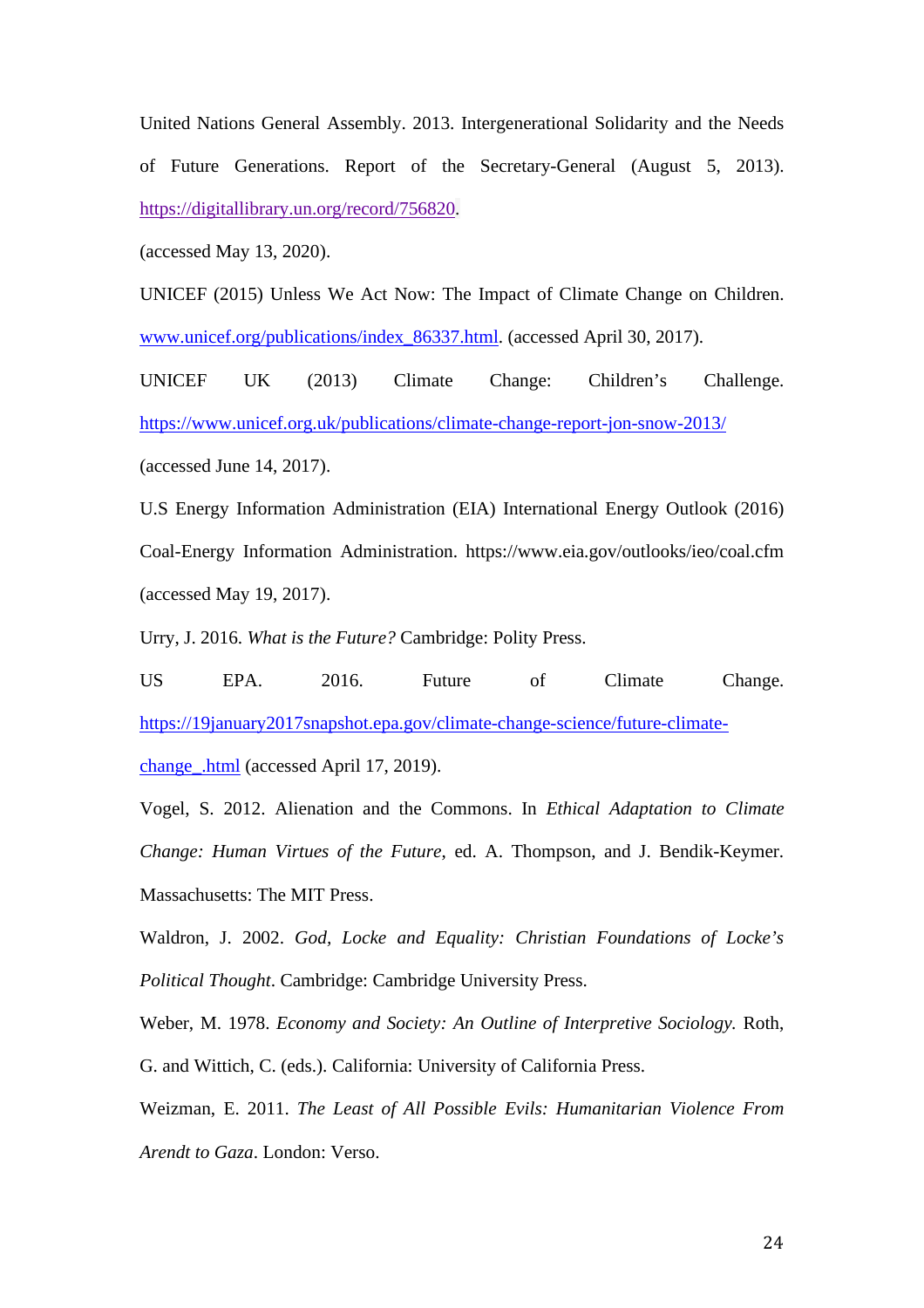United Nations General Assembly. 2013. Intergenerational Solidarity and the Needs of Future Generations. Report of the Secretary-General (August 5, 2013). https://digitallibrary.un.org/record/756820.

(accessed May 13, 2020).

UNICEF (2015) Unless We Act Now: The Impact of Climate Change on Children. www.unicef.org/publications/index_86337.html. (accessed April 30, 2017).

UNICEF UK (2013) Climate Change: Children's Challenge. https://www.unicef.org.uk/publications/climate-change-report-jon-snow-2013/ (accessed June 14, 2017).

U.S Energy Information Administration (EIA) International Energy Outlook (2016) Coal-Energy Information Administration. https://www.eia.gov/outlooks/ieo/coal.cfm (accessed May 19, 2017).

Urry, J. 2016. *What is the Future?* Cambridge: Polity Press.

US EPA. 2016. Future of Climate Change. https://19january2017snapshot.epa.gov/climate-change-science/future-climate-change_.html (accessed April 17, 2019).

Vogel, S. 2012. Alienation and the Commons. In *Ethical Adaptation to Climate Change: Human Virtues of the Future*, ed. A. Thompson, and J. Bendik-Keymer. Massachusetts: The MIT Press.

Waldron, J. 2002. *God, Locke and Equality: Christian Foundations of Locke's Political Thought*. Cambridge: Cambridge University Press.

Weber, M. 1978. *Economy and Society: An Outline of Interpretive Sociology.* Roth, G. and Wittich, C. (eds.). California: University of California Press.

Weizman, E. 2011. *The Least of All Possible Evils: Humanitarian Violence From Arendt to Gaza*. London: Verso.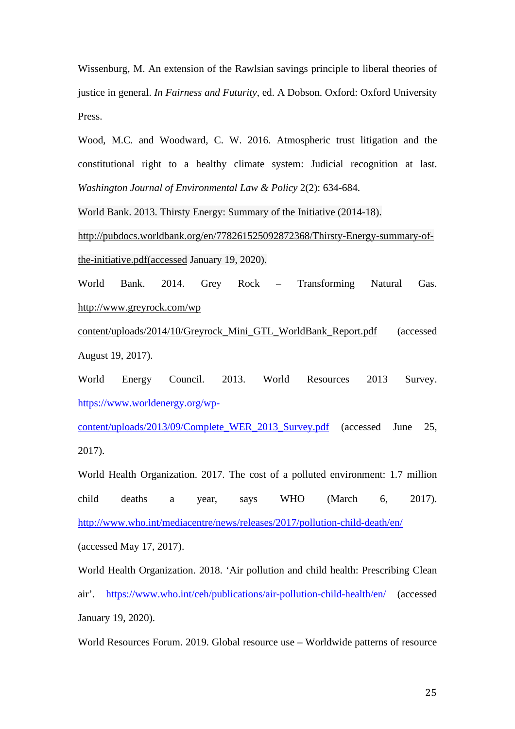Wissenburg, M. An extension of the Rawlsian savings principle to liberal theories of justice in general. *In Fairness and Futurity*, ed. A Dobson. Oxford: Oxford University Press.

Wood, M.C. and Woodward, C. W. 2016. Atmospheric trust litigation and the constitutional right to a healthy climate system: Judicial recognition at last. *Washington Journal of Environmental Law & Policy* 2(2): 634-684.

World Bank. 2013. Thirsty Energy: Summary of the Initiative (2014-18). http://pubdocs.worldbank.org/en/778261525092872368/Thirsty-Energy-summary-of-the-initiative.pdf(accessed January 19, 2020).

World Bank. 2014. Grey Rock – Transforming Natural Gas. http://www.greyrock.com/wp content/uploads/2014/10/Greyrock_Mini_GTL_WorldBank_Report.pdf (accessed August 19, 2017).

World Energy Council. 2013. World Resources 2013 Survey. https://www.worldenergy.org/wp-content/uploads/2013/09/Complete_WER_2013_Survey.pdf (accessed June 25, 2017).

World Health Organization. 2017. The cost of a polluted environment: 1.7 million child deaths a year, says WHO (March 6, 2017). http://www.who.int/mediacentre/news/releases/2017/pollution-child-death/en/ (accessed May 17, 2017).

World Health Organization. 2018. 'Air pollution and child health: Prescribing Clean air'. https://www.who.int/ceh/publications/air-pollution-child-health/en/ (accessed January 19, 2020).

World Resources Forum. 2019. Global resource use – Worldwide patterns of resource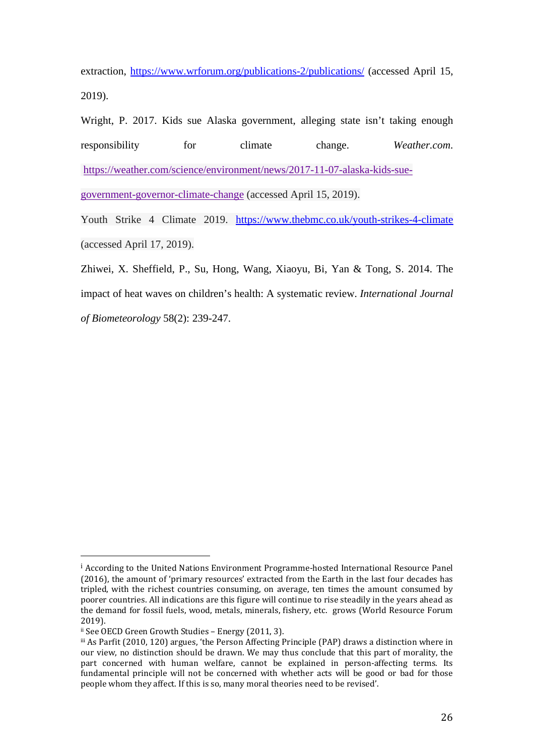extraction, https://www.wrforum.org/publications-2/publications/ (accessed April 15, 2019).

Wright, P. 2017. Kids sue Alaska government, alleging state isn't taking enough responsibility for climate change. *Weather.com.* https://weather.com/science/environment/news/2017-11-07-alaska-kids-sue-government-governor-climate-change (accessed April 15, 2019).

Youth Strike 4 Climate 2019. https://www.thebmc.co.uk/youth-strikes-4-climate (accessed April 17, 2019).

Zhiwei, X. Sheffield, P., Su, Hong, Wang, Xiaoyu, Bi, Yan & Tong, S. 2014. The impact of heat waves on children's health: A systematic review. *International Journal of Biometeorology* 58(2): 239-247.

---

[i] According to the United Nations Environment Programme-hosted International Resource Panel (2016), the amount of 'primary resources' extracted from the Earth in the last four decades has tripled, with the richest countries consuming, on average, ten times the amount consumed by poorer countries. All indications are this figure will continue to rise steadily in the years ahead as the demand for fossil fuels, wood, metals, minerals, fishery, etc. grows (World Resource Forum 2019).

[ii] See OECD Green Growth Studies – Energy (2011, 3).

[iii] As Parfit (2010, 120) argues, 'the Person Affecting Principle (PAP) draws a distinction where in our view, no distinction should be drawn. We may thus conclude that this part of morality, the part concerned with human welfare, cannot be explained in person-affecting terms. Its fundamental principle will not be concerned with whether acts will be good or bad for those people whom they affect. If this is so, many moral theories need to be revised'.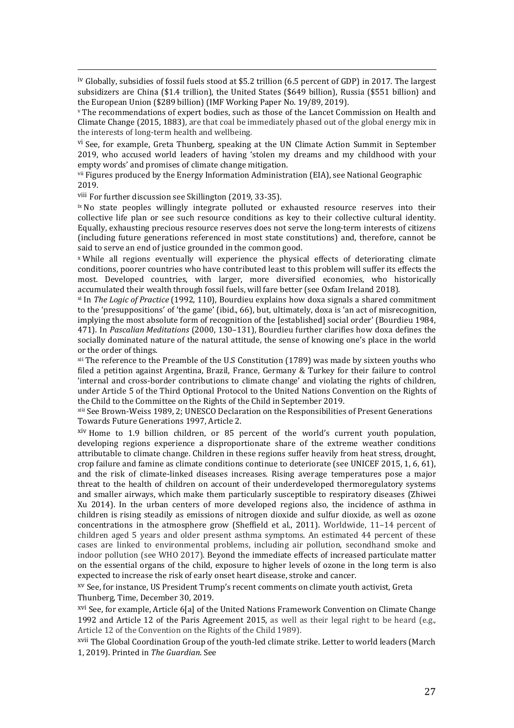[iv] Globally, subsidies of fossil fuels stood at $5.2 trillion (6.5 percent of GDP) in 2017. The largest subsidizers are China ($1.4 trillion), the United States ($649 billion), Russia ($551 billion) and the European Union ($289 billion) (IMF Working Paper No. 19/89, 2019).

[v] The recommendations of expert bodies, such as those of the Lancet Commission on Health and Climate Change (2015, 1883), are that coal be immediately phased out of the global energy mix in the interests of long-term health and wellbeing.

[vi] See, for example, Greta Thunberg, speaking at the UN Climate Action Summit in September 2019, who accused world leaders of having 'stolen my dreams and my childhood with your empty words' and promises of climate change mitigation.

[vii] Figures produced by the Energy Information Administration (EIA), see National Geographic 2019.

[viii] For further discussion see Skillington (2019, 33-35).

[ix] No state peoples willingly integrate polluted or exhausted resource reserves into their collective life plan or see such resource conditions as key to their collective cultural identity. Equally, exhausting precious resource reserves does not serve the long-term interests of citizens (including future generations referenced in most state constitutions) and, therefore, cannot be said to serve an end of justice grounded in the common good.

[x] While all regions eventually will experience the physical effects of deteriorating climate conditions, poorer countries who have contributed least to this problem will suffer its effects the most. Developed countries, with larger, more diversified economies, who historically accumulated their wealth through fossil fuels, will fare better (see Oxfam Ireland 2018).

[xi] In *The Logic of Practice* (1992, 110), Bourdieu explains how doxa signals a shared commitment to the 'presuppositions' of 'the game' (ibid., 66), but, ultimately, doxa is 'an act of misrecognition, implying the most absolute form of recognition of the [established] social order' (Bourdieu 1984, 471). In *Pascalian Meditations* (2000, 130–131), Bourdieu further clarifies how doxa defines the socially dominated nature of the natural attitude, the sense of knowing one's place in the world or the order of things.

[xii] The reference to the Preamble of the U.S Constitution (1789) was made by sixteen youths who filed a petition against Argentina, Brazil, France, Germany & Turkey for their failure to control 'internal and cross-border contributions to climate change' and violating the rights of children, under Article 5 of the Third Optional Protocol to the United Nations Convention on the Rights of the Child to the Committee on the Rights of the Child in September 2019.

[xiii] See Brown-Weiss 1989, 2; UNESCO Declaration on the Responsibilities of Present Generations Towards Future Generations 1997, Article 2.

[xiv] Home to 1.9 billion children, or 85 percent of the world's current youth population, developing regions experience a disproportionate share of the extreme weather conditions attributable to climate change. Children in these regions suffer heavily from heat stress, drought, crop failure and famine as climate conditions continue to deteriorate (see UNICEF 2015, 1, 6, 61), and the risk of climate-linked diseases increases. Rising average temperatures pose a major threat to the health of children on account of their underdeveloped thermoregulatory systems and smaller airways, which make them particularly susceptible to respiratory diseases (Zhiwei Xu 2014). In the urban centers of more developed regions also, the incidence of asthma in children is rising steadily as emissions of nitrogen dioxide and sulfur dioxide, as well as ozone concentrations in the atmosphere grow (Sheffield et al., 2011). Worldwide, 11–14 percent of children aged 5 years and older present asthma symptoms. An estimated 44 percent of these cases are linked to environmental problems, including air pollution, secondhand smoke and indoor pollution (see WHO 2017). Beyond the immediate effects of increased particulate matter on the essential organs of the child, exposure to higher levels of ozone in the long term is also expected to increase the risk of early onset heart disease, stroke and cancer.

[xv] See, for instance, US President Trump's recent comments on climate youth activist, Greta Thunberg, Time, December 30, 2019.

[xvi] See, for example, Article 6[a] of the United Nations Framework Convention on Climate Change 1992 and Article 12 of the Paris Agreement 2015, as well as their legal right to be heard (e.g., Article 12 of the Convention on the Rights of the Child 1989).

[xvii] The Global Coordination Group of the youth-led climate strike. Letter to world leaders (March 1, 2019). Printed in *The Guardian*. See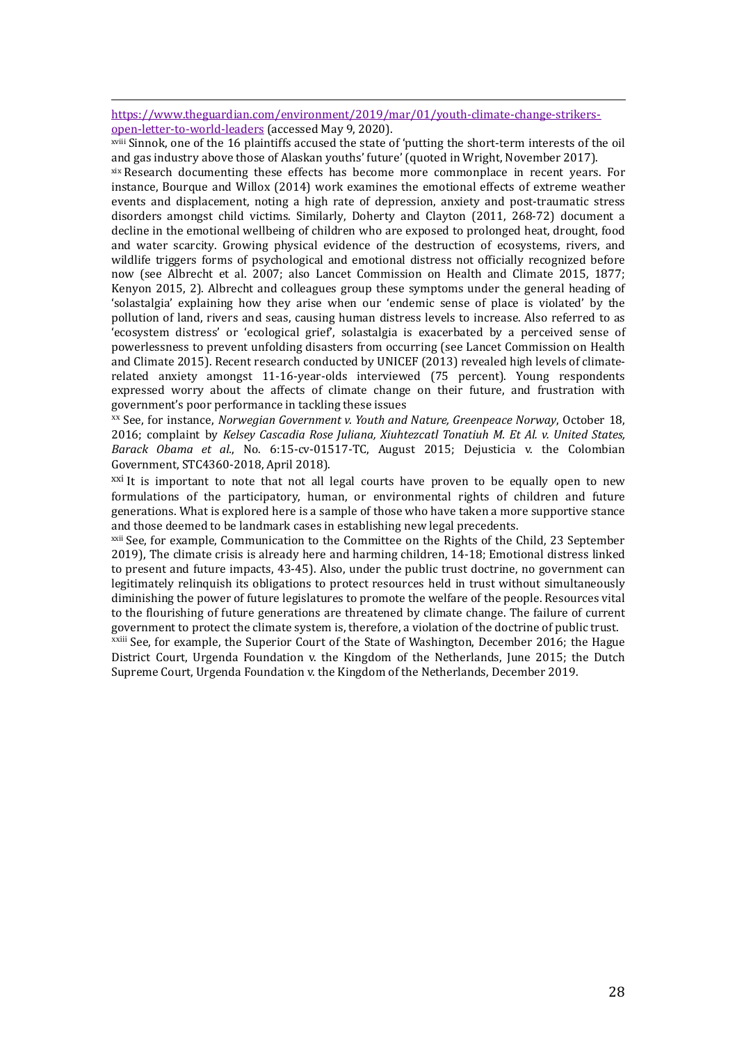https://www.theguardian.com/environment/2019/mar/01/youth-climate-change-strikers-open-letter-to-world-leaders (accessed May 9, 2020).

[xviii] Sinnok, one of the 16 plaintiffs accused the state of 'putting the short-term interests of the oil and gas industry above those of Alaskan youths' future' (quoted in Wright, November 2017).

[xix] Research documenting these effects has become more commonplace in recent years. For instance, Bourque and Willox (2014) work examines the emotional effects of extreme weather events and displacement, noting a high rate of depression, anxiety and post-traumatic stress disorders amongst child victims. Similarly, Doherty and Clayton (2011, 268-72) document a decline in the emotional wellbeing of children who are exposed to prolonged heat, drought, food and water scarcity. Growing physical evidence of the destruction of ecosystems, rivers, and wildlife triggers forms of psychological and emotional distress not officially recognized before now (see Albrecht et al. 2007; also Lancet Commission on Health and Climate 2015, 1877; Kenyon 2015, 2). Albrecht and colleagues group these symptoms under the general heading of 'solastalgia' explaining how they arise when our 'endemic sense of place is violated' by the pollution of land, rivers and seas, causing human distress levels to increase. Also referred to as 'ecosystem distress' or 'ecological grief', solastalgia is exacerbated by a perceived sense of powerlessness to prevent unfolding disasters from occurring (see Lancet Commission on Health and Climate 2015). Recent research conducted by UNICEF (2013) revealed high levels of climate-related anxiety amongst 11-16-year-olds interviewed (75 percent). Young respondents expressed worry about the affects of climate change on their future, and frustration with government's poor performance in tackling these issues

[xx] See, for instance, *Norwegian Government v. Youth and Nature, Greenpeace Norway*, October 18, 2016; complaint by *Kelsey Cascadia Rose Juliana, Xiuhtezcatl Tonatiuh M. Et Al. v. United States, Barack Obama et al.*, No. 6:15-cv-01517-TC, August 2015; Dejusticia v. the Colombian Government, STC4360-2018, April 2018).

[xxi] It is important to note that not all legal courts have proven to be equally open to new formulations of the participatory, human, or environmental rights of children and future generations. What is explored here is a sample of those who have taken a more supportive stance and those deemed to be landmark cases in establishing new legal precedents.

[xxii] See, for example, Communication to the Committee on the Rights of the Child, 23 September 2019), The climate crisis is already here and harming children, 14-18; Emotional distress linked to present and future impacts, 43-45). Also, under the public trust doctrine, no government can legitimately relinquish its obligations to protect resources held in trust without simultaneously diminishing the power of future legislatures to promote the welfare of the people. Resources vital to the flourishing of future generations are threatened by climate change. The failure of current government to protect the climate system is, therefore, a violation of the doctrine of public trust.

[xxiii] See, for example, the Superior Court of the State of Washington, December 2016; the Hague District Court, Urgenda Foundation v. the Kingdom of the Netherlands, June 2015; the Dutch Supreme Court, Urgenda Foundation v. the Kingdom of the Netherlands, December 2019.